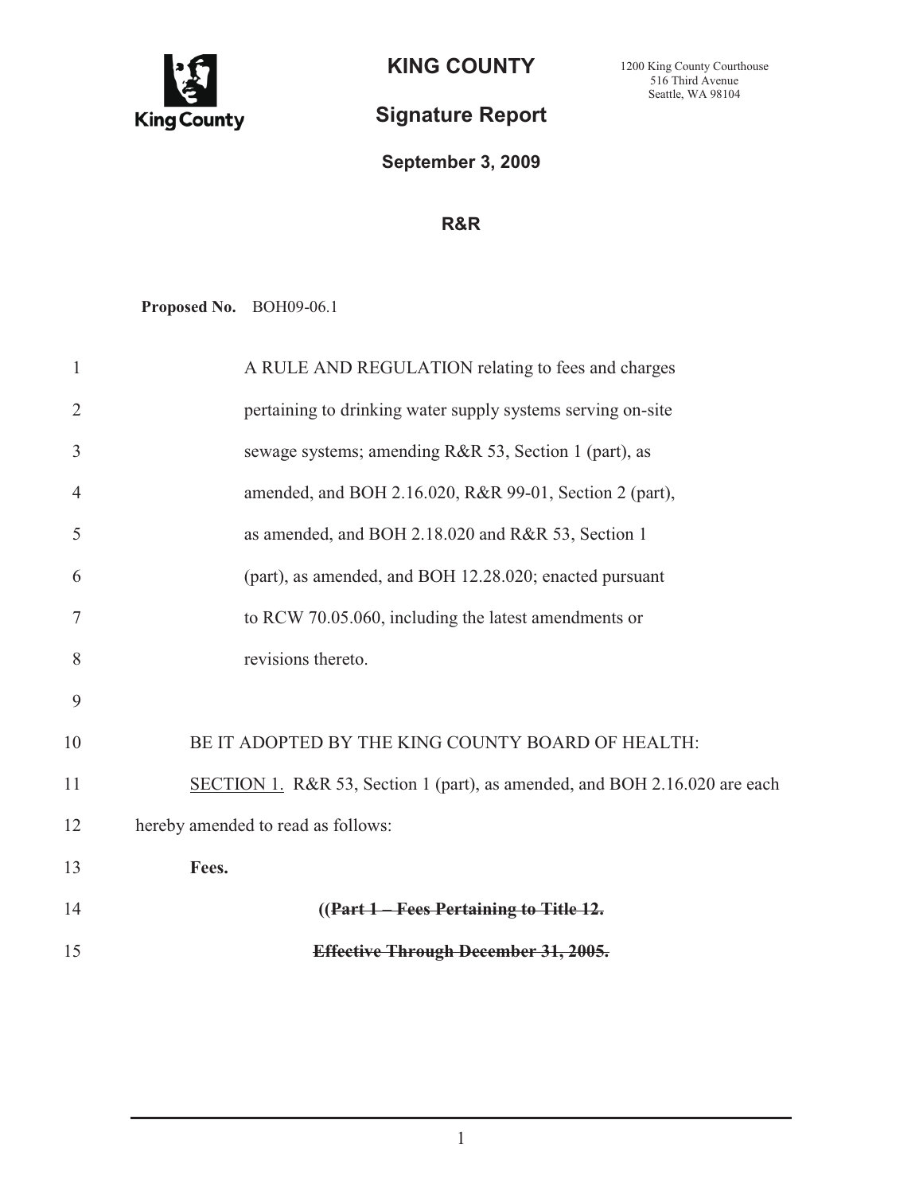# KING COUNTY

1200 King County Courthouse
516 Third Avenue
Seattle, WA 98104

## Signature Report

**September 3, 2009**

**R&R**

**Proposed No.** BOH09-06.1

1 A RULE AND REGULATION relating to fees and charges
2 pertaining to drinking water supply systems serving on-site
3 sewage systems; amending R&R 53, Section 1 (part), as
4 amended, and BOH 2.16.020, R&R 99-01, Section 2 (part),
5 as amended, and BOH 2.18.020 and R&R 53, Section 1
6 (part), as amended, and BOH 12.28.020; enacted pursuant
7 to RCW 70.05.060, including the latest amendments or
8 revisions thereto.
9
10 BE IT ADOPTED BY THE KING COUNTY BOARD OF HEALTH:
11 SECTION 1. R&R 53, Section 1 (part), as amended, and BOH 2.16.020 are each
12 hereby amended to read as follows:
13 **Fees.**
14 **((~~Part 1 – Fees Pertaining to Title 12.~~**
15 **~~Effective Through December 31, 2005.~~**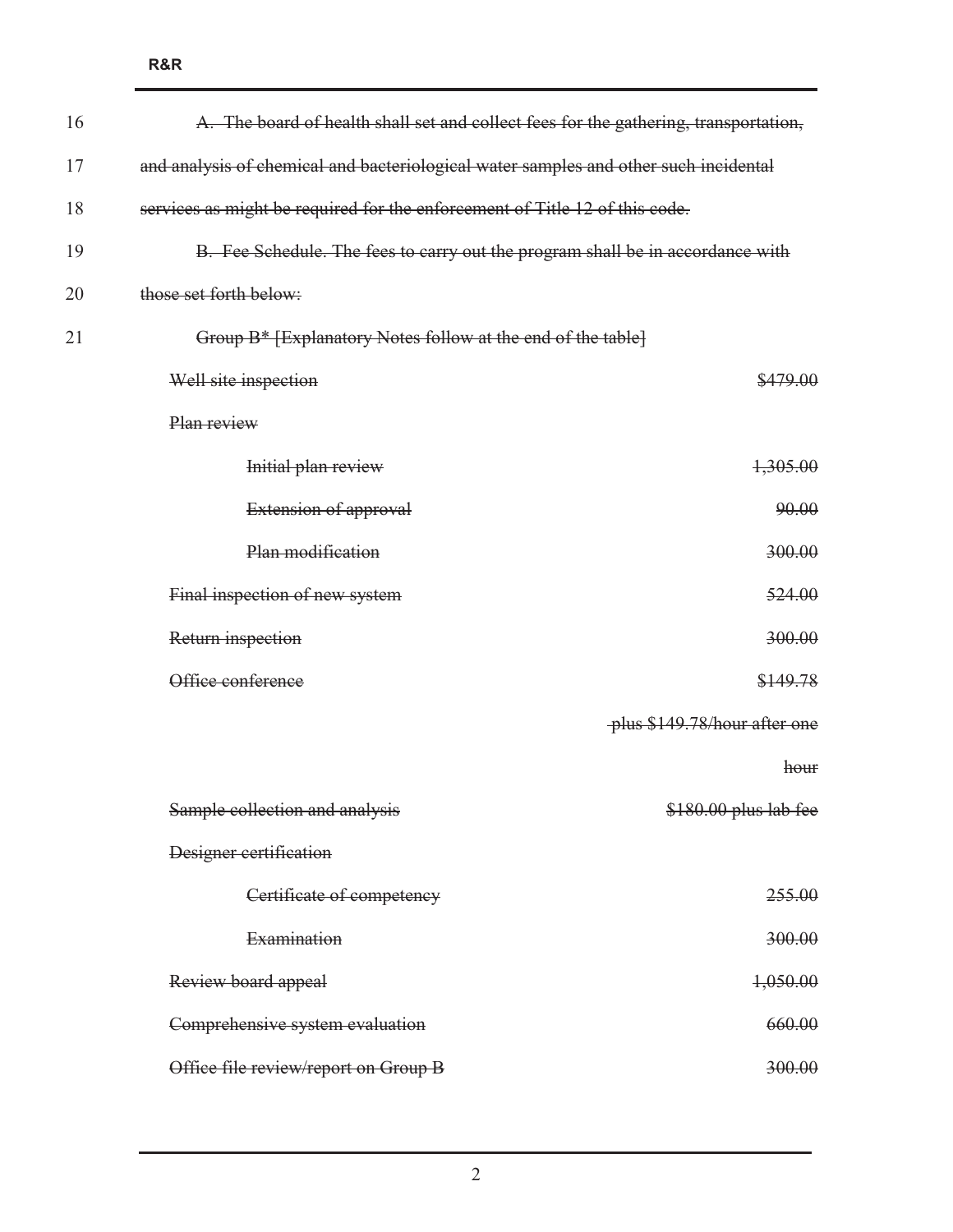16 ~~A. The board of health shall set and collect fees for the gathering, transportation,~~

17 ~~and analysis of chemical and bacteriological water samples and other such incidental~~

18 ~~services as might be required for the enforcement of Title 12 of this code.~~

19 ~~B. Fee Schedule. The fees to carry out the program shall be in accordance with~~

20 ~~those set forth below:~~

21 ~~Group B* [Explanatory Notes follow at the end of the table]~~

| | |
|---|---|
| ~~Well site inspection~~ | ~~$479.00~~ |
| ~~Plan review~~ | |
| ~~Initial plan review~~ | ~~1,305.00~~ |
| ~~Extension of approval~~ | ~~90.00~~ |
| ~~Plan modification~~ | ~~300.00~~ |
| ~~Final inspection of new system~~ | ~~524.00~~ |
| ~~Return inspection~~ | ~~300.00~~ |
| ~~Office conference~~ | ~~$149.78 plus $149.78/hour after one hour~~ |
| ~~Sample collection and analysis~~ | ~~$180.00 plus lab fee~~ |
| ~~Designer certification~~ | |
| ~~Certificate of competency~~ | ~~255.00~~ |
| ~~Examination~~ | ~~300.00~~ |
| ~~Review board appeal~~ | ~~1,050.00~~ |
| ~~Comprehensive system evaluation~~ | ~~660.00~~ |
| ~~Office file review/report on Group B~~ | ~~300.00~~ |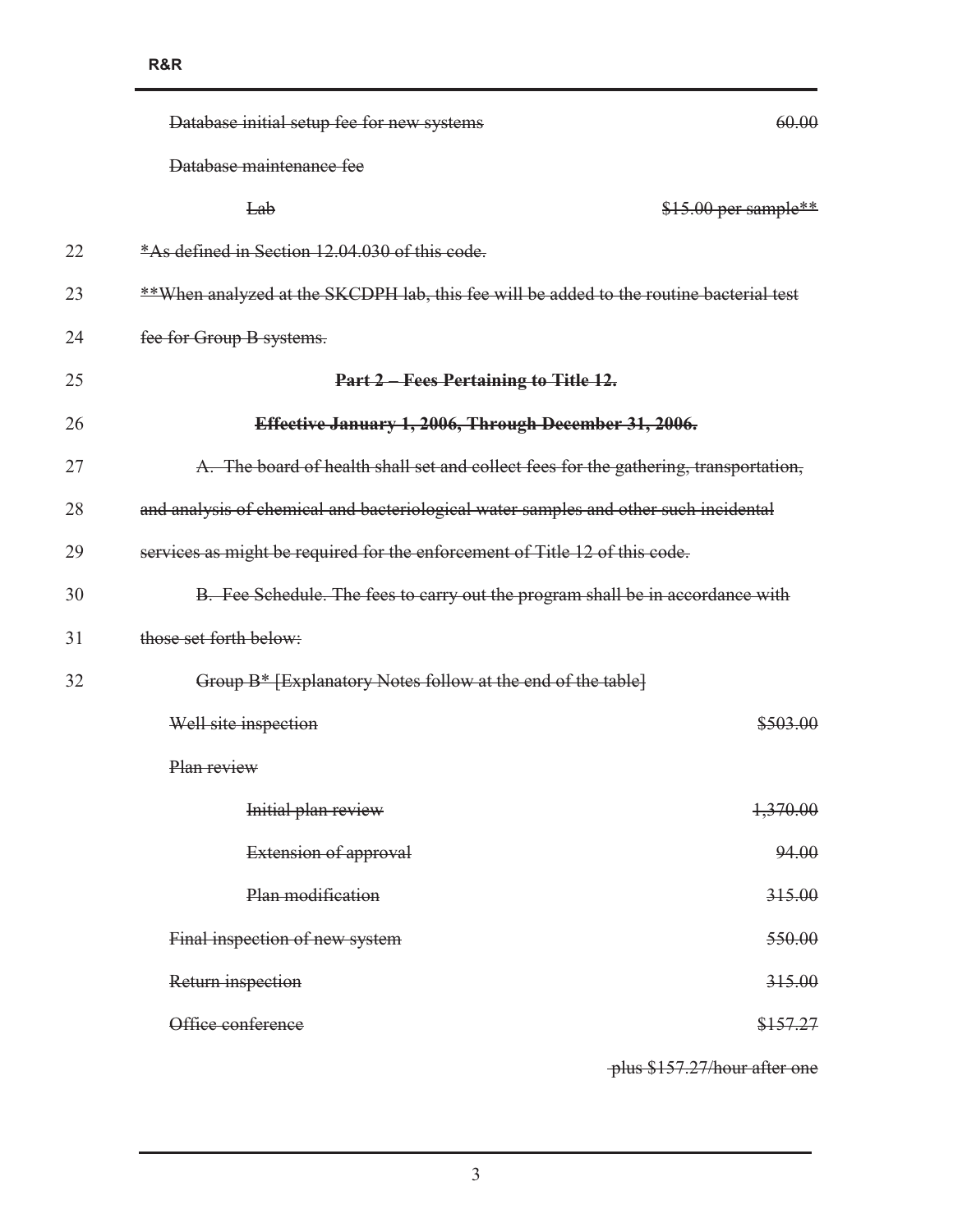~~Database initial setup fee for new systems~~ ~~60.00~~

~~Database maintenance fee~~

~~Lab~~ ~~$15.00 per sample**~~

22 ~~*As defined in Section 12.04.030 of this code.~~

23 ~~**When analyzed at the SKCDPH lab, this fee will be added to the routine bacterial test~~

24 ~~fee for Group B systems.~~

25 **~~Part 2 – Fees Pertaining to Title 12.~~**

26 **~~Effective January 1, 2006, Through December 31, 2006.~~**

27 ~~A. The board of health shall set and collect fees for the gathering, transportation,~~

28 ~~and analysis of chemical and bacteriological water samples and other such incidental~~

29 ~~services as might be required for the enforcement of Title 12 of this code.~~

30 ~~B. Fee Schedule. The fees to carry out the program shall be in accordance with~~

31 ~~those set forth below:~~

32 ~~Group B* [Explanatory Notes follow at the end of the table]~~

| | |
|---|---|
| ~~Well site inspection~~ | ~~$503.00~~ |
| ~~Plan review~~ | |
| ~~Initial plan review~~ | ~~1,370.00~~ |
| ~~Extension of approval~~ | ~~94.00~~ |
| ~~Plan modification~~ | ~~315.00~~ |
| ~~Final inspection of new system~~ | ~~550.00~~ |
| ~~Return inspection~~ | ~~315.00~~ |
| ~~Office conference~~ | ~~$157.27 plus $157.27/hour after one~~ |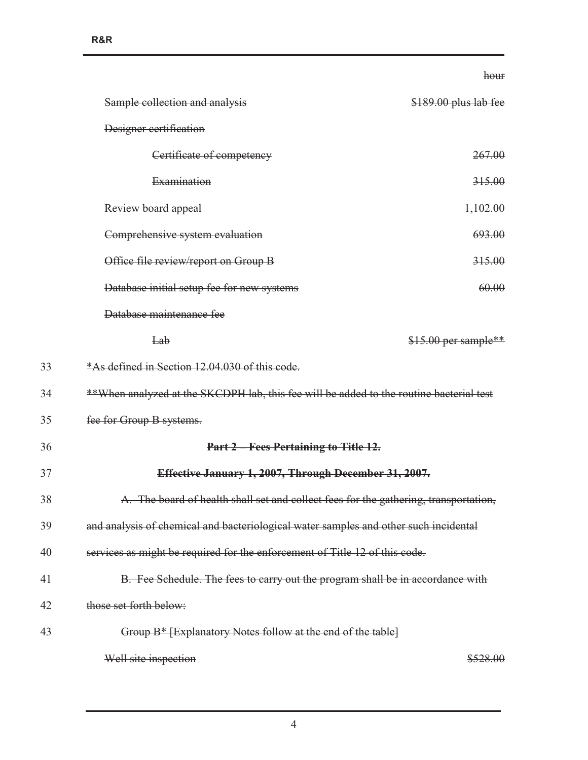| | |
|---|---|
| | ~~hour~~ |
| ~~Sample collection and analysis~~ | ~~$189.00 plus lab fee~~ |
| ~~Designer certification~~ | |
| ~~Certificate of competency~~ | ~~267.00~~ |
| ~~Examination~~ | ~~315.00~~ |
| ~~Review board appeal~~ | ~~1,102.00~~ |
| ~~Comprehensive system evaluation~~ | ~~693.00~~ |
| ~~Office file review/report on Group B~~ | ~~315.00~~ |
| ~~Database initial setup fee for new systems~~ | ~~60.00~~ |
| ~~Database maintenance fee~~ | |
| ~~Lab~~ | ~~$15.00 per sample**~~ |

33 ~~*As defined in Section 12.04.030 of this code.~~

34 ~~**When analyzed at the SKCDPH lab, this fee will be added to the routine bacterial test~~

35 ~~fee for Group B systems.~~

36 **~~Part 2 – Fees Pertaining to Title 12.~~**

37 **~~Effective January 1, 2007, Through December 31, 2007.~~**

38 ~~A. The board of health shall set and collect fees for the gathering, transportation,~~

39 ~~and analysis of chemical and bacteriological water samples and other such incidental~~

40 ~~services as might be required for the enforcement of Title 12 of this code.~~

41 ~~B. Fee Schedule. The fees to carry out the program shall be in accordance with~~

42 ~~those set forth below:~~

43 ~~Group B* [Explanatory Notes follow at the end of the table]~~

| | |
|---|---|
| ~~Well site inspection~~ | ~~$528.00~~ |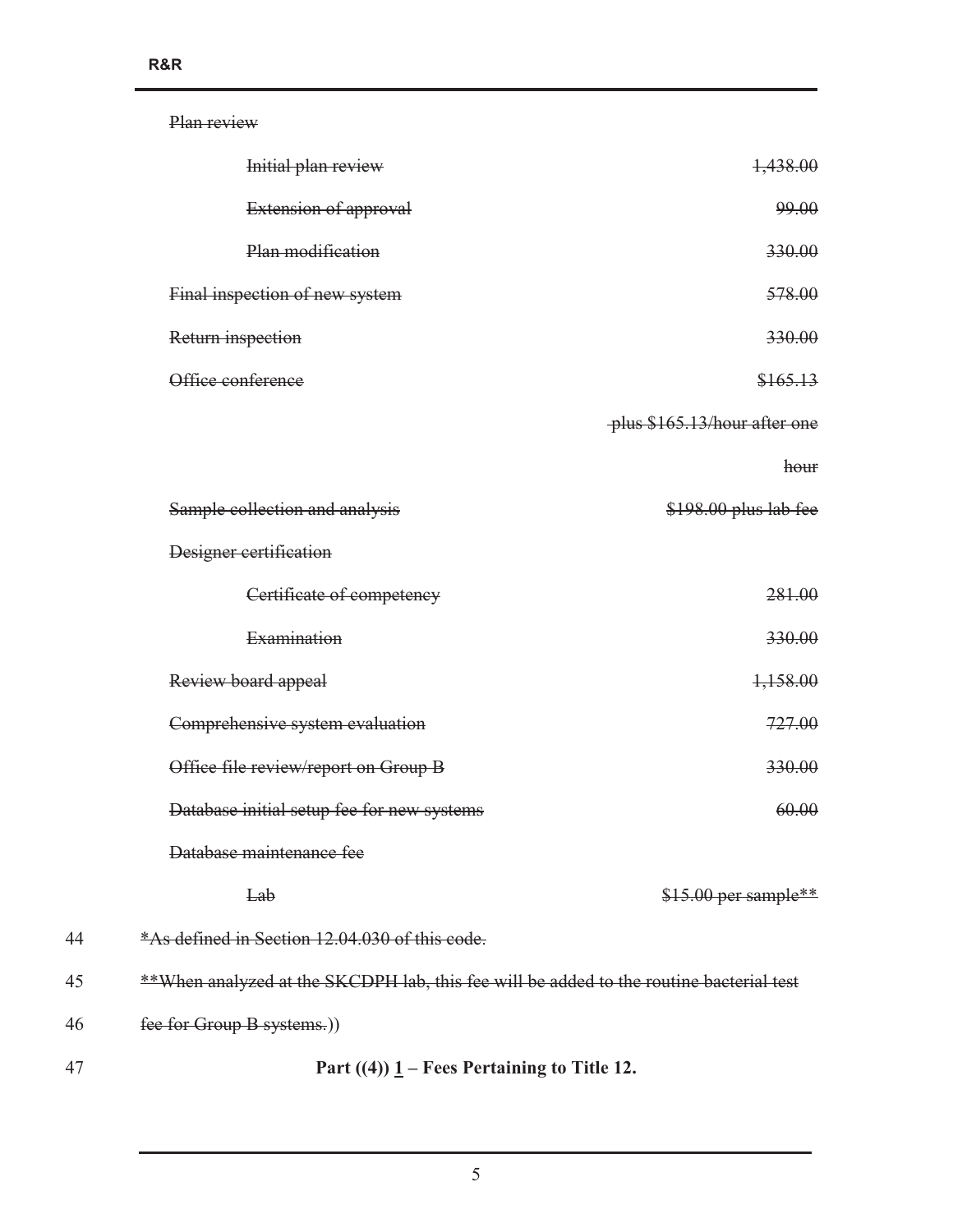~~Plan review~~

| | |
|---|---|
| ~~Initial plan review~~ | ~~1,438.00~~ |
| ~~Extension of approval~~ | ~~99.00~~ |
| ~~Plan modification~~ | ~~330.00~~ |
| ~~Final inspection of new system~~ | ~~578.00~~ |
| ~~Return inspection~~ | ~~330.00~~ |
| ~~Office conference~~ | ~~$165.13 plus $165.13/hour after one hour~~ |
| ~~Sample collection and analysis~~ | ~~$198.00 plus lab fee~~ |
| ~~Designer certification~~ | |
| ~~Certificate of competency~~ | ~~281.00~~ |
| ~~Examination~~ | ~~330.00~~ |
| ~~Review board appeal~~ | ~~1,158.00~~ |
| ~~Comprehensive system evaluation~~ | ~~727.00~~ |
| ~~Office file review/report on Group B~~ | ~~330.00~~ |
| ~~Database initial setup fee for new systems~~ | ~~60.00~~ |
| ~~Database maintenance fee~~ | |
| ~~Lab~~ | ~~$15.00 per sample**~~ |

44 ~~*As defined in Section 12.04.030 of this code.~~

45 ~~**When analyzed at the SKCDPH lab, this fee will be added to the routine bacterial test~~

46 ~~fee for Group B systems.~~))

47 **Part ((4)) <u>1</u> – Fees Pertaining to Title 12.**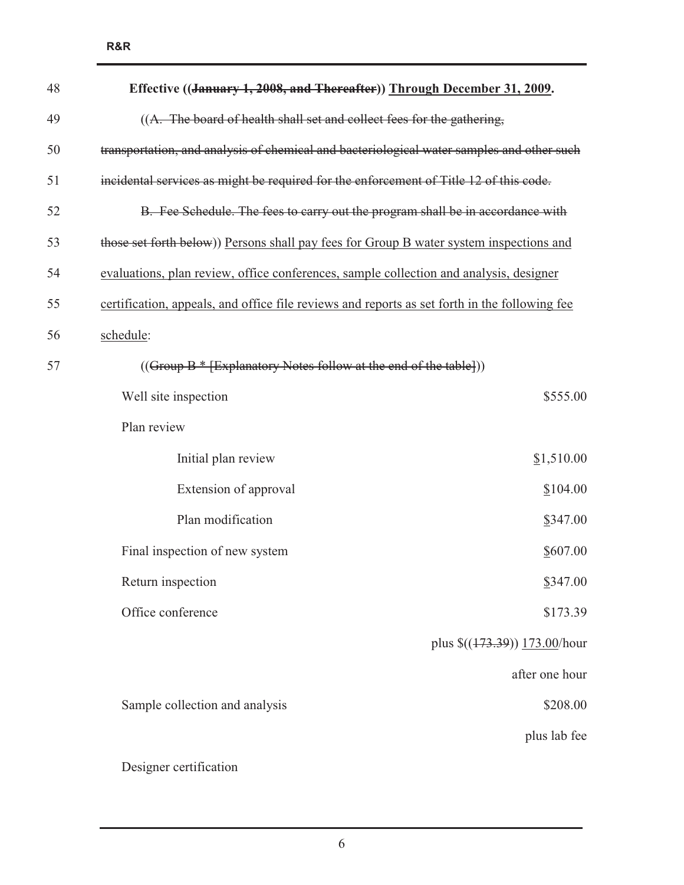48 **Effective ((~~January 1, 2008, and Thereafter~~)) <u>Through December 31, 2009</u>.**

49 ((~~A. The board of health shall set and collect fees for the gathering,~~

50 ~~transportation, and analysis of chemical and bacteriological water samples and other such~~

51 ~~incidental services as might be required for the enforcement of Title 12 of this code.~~

52 ~~B. Fee Schedule. The fees to carry out the program shall be in accordance with~~

53 ~~those set forth below~~)) <u>Persons shall pay fees for Group B water system inspections and</u>

54 <u>evaluations, plan review, office conferences, sample collection and analysis, designer</u>

55 <u>certification, appeals, and office file reviews and reports as set forth in the following fee</u>

56 <u>schedule</u>:

57 ((~~Group B * [Explanatory Notes follow at the end of the table]~~))

| | |
|---|---|
| Well site inspection | $555.00 |
| Plan review | |
| Initial plan review | <u>$</u>1,510.00 |
| Extension of approval | <u>$</u>104.00 |
| Plan modification | <u>$</u>347.00 |
| Final inspection of new system | <u>$</u>607.00 |
| Return inspection | <u>$</u>347.00 |
| Office conference | $173.39 plus $((~~173.39~~)) <u>173.00</u>/hour after one hour |
| Sample collection and analysis | $208.00 plus lab fee |
| Designer certification | |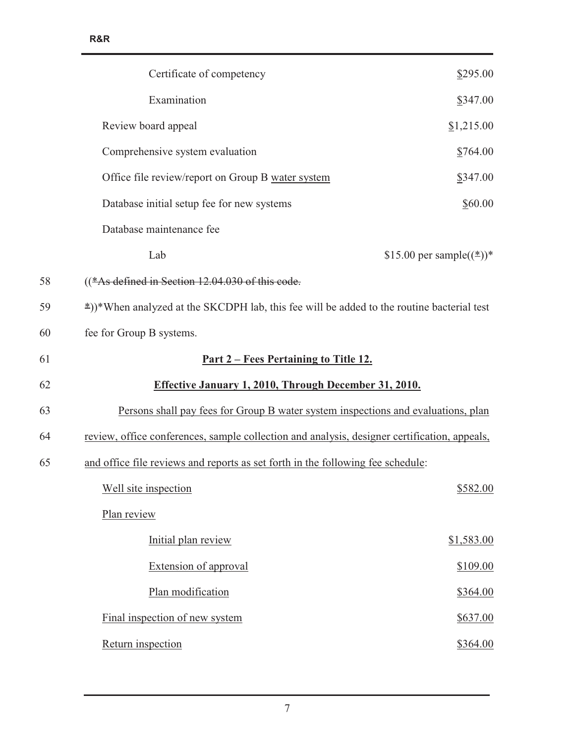| | |
|---|---|
| Certificate of competency | $295.00 |
| Examination | $347.00 |
| Review board appeal | $1,215.00 |
| Comprehensive system evaluation | $764.00 |
| Office file review/report on Group B water system | $347.00 |
| Database initial setup fee for new systems | $60.00 |
| Database maintenance fee | |
| Lab | $15.00 per sample((*))* |

58 ((*As defined in Section 12.04.030 of this code.

59 *))*When analyzed at the SKCDPH lab, this fee will be added to the routine bacterial test

60 fee for Group B systems.

61 **Part 2 – Fees Pertaining to Title 12.**

62 **Effective January 1, 2010, Through December 31, 2010.**

63 Persons shall pay fees for Group B water system inspections and evaluations, plan

64 review, office conferences, sample collection and analysis, designer certification, appeals,

65 and office file reviews and reports as set forth in the following fee schedule:

| | |
|---|---|
| Well site inspection | $582.00 |
| Plan review | |
| Initial plan review | $1,583.00 |
| Extension of approval | $109.00 |
| Plan modification | $364.00 |
| Final inspection of new system | $637.00 |
| Return inspection | $364.00 |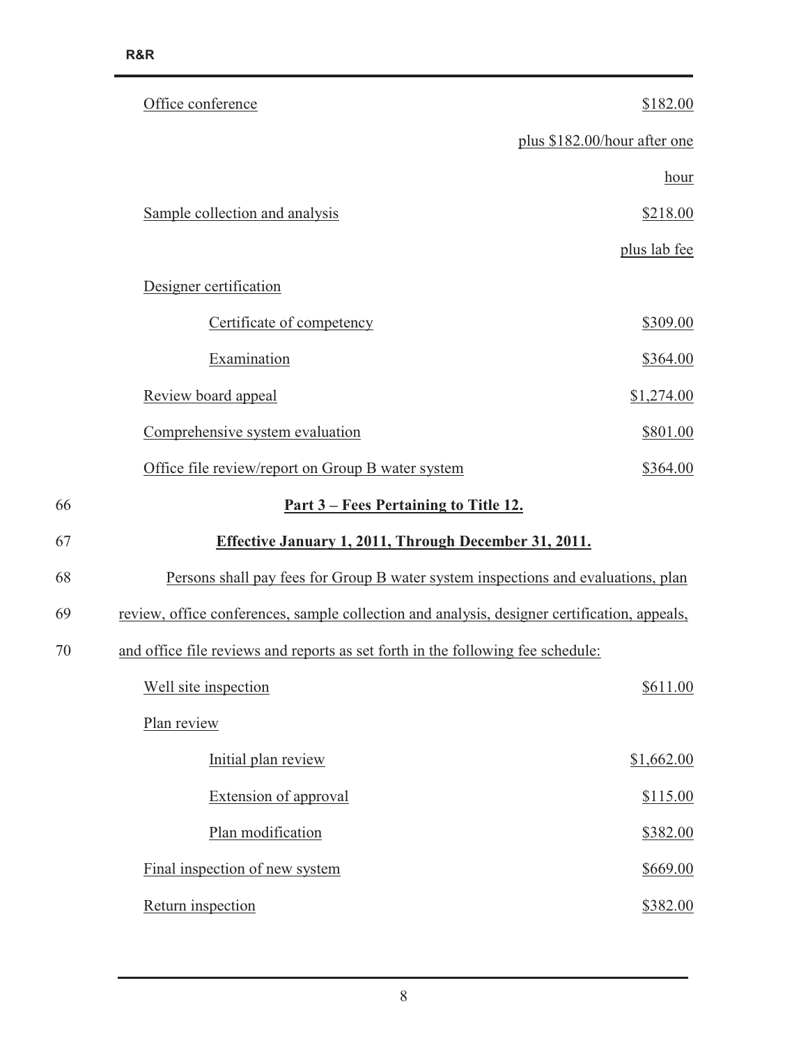| | |
|---|---|
| Office conference | $182.00 plus $182.00/hour after one hour |
| Sample collection and analysis | $218.00 plus lab fee |
| Designer certification | |
| Certificate of competency | $309.00 |
| Examination | $364.00 |
| Review board appeal | $1,274.00 |
| Comprehensive system evaluation | $801.00 |
| Office file review/report on Group B water system | $364.00 |

**Part 3 – Fees Pertaining to Title 12.**

**Effective January 1, 2011, Through December 31, 2011.**

Persons shall pay fees for Group B water system inspections and evaluations, plan review, office conferences, sample collection and analysis, designer certification, appeals, and office file reviews and reports as set forth in the following fee schedule:

| | |
|---|---|
| Well site inspection | $611.00 |
| Plan review | |
| Initial plan review | $1,662.00 |
| Extension of approval | $115.00 |
| Plan modification | $382.00 |
| Final inspection of new system | $669.00 |
| Return inspection | $382.00 |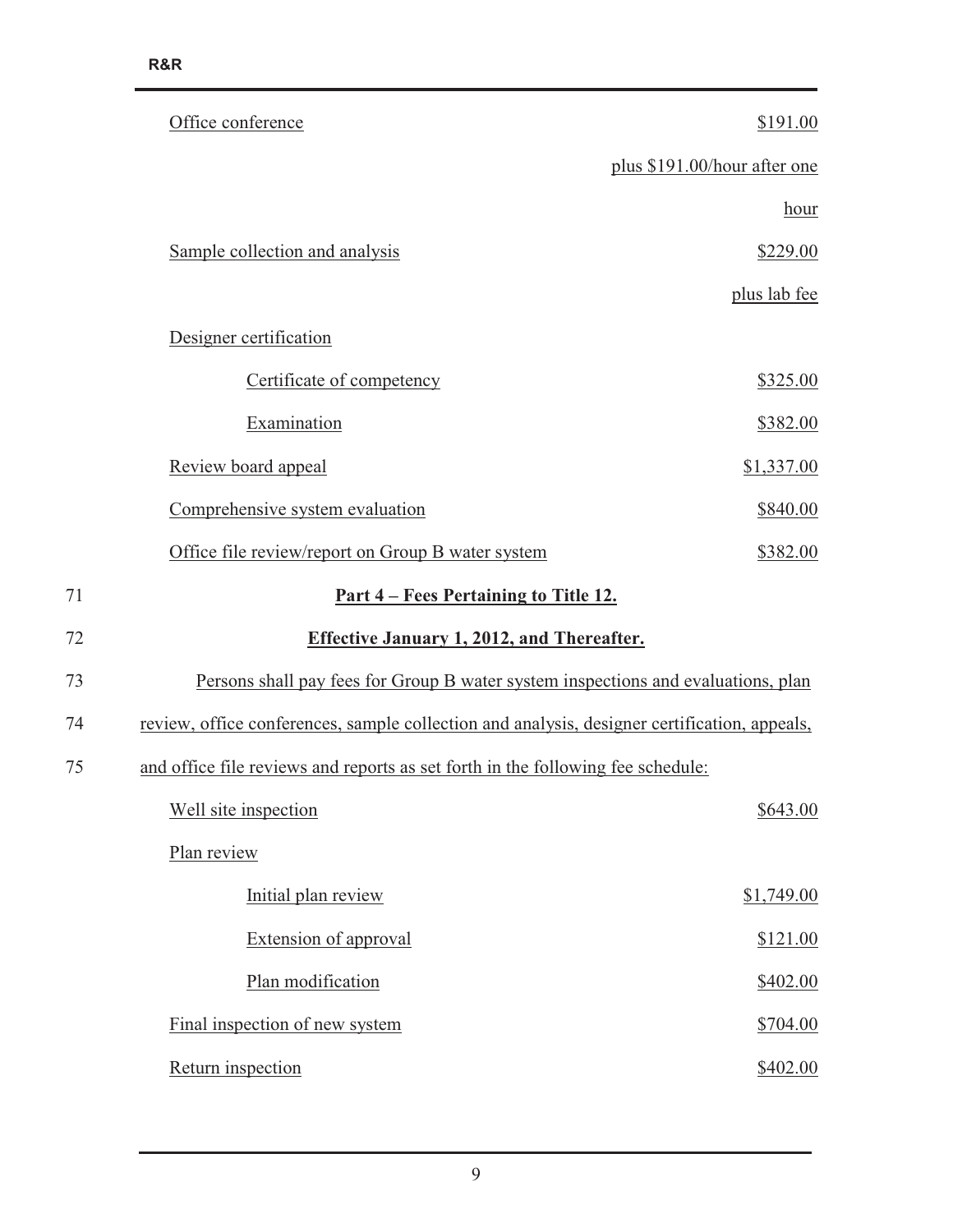| | |
|---|---|
| Office conference | $191.00 plus $191.00/hour after one hour |
| Sample collection and analysis | $229.00 plus lab fee |
| Designer certification | |
| Certificate of competency | $325.00 |
| Examination | $382.00 |
| Review board appeal | $1,337.00 |
| Comprehensive system evaluation | $840.00 |
| Office file review/report on Group B water system | $382.00 |

**Part 4 – Fees Pertaining to Title 12.**

**Effective January 1, 2012, and Thereafter.**

Persons shall pay fees for Group B water system inspections and evaluations, plan review, office conferences, sample collection and analysis, designer certification, appeals, and office file reviews and reports as set forth in the following fee schedule:

| | |
|---|---|
| Well site inspection | $643.00 |
| Plan review | |
| Initial plan review | $1,749.00 |
| Extension of approval | $121.00 |
| Plan modification | $402.00 |
| Final inspection of new system | $704.00 |
| Return inspection | $402.00 |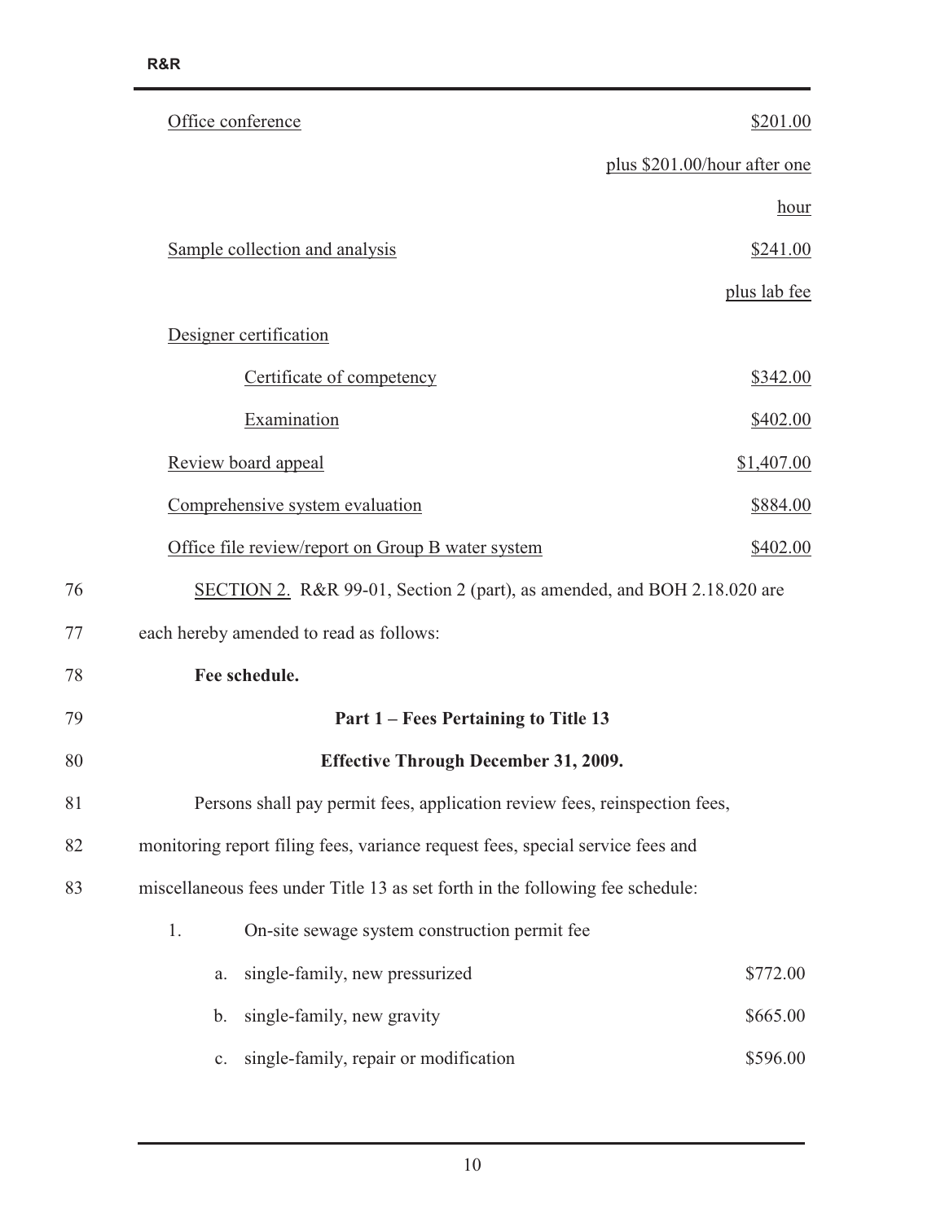| | |
|---|---|
| Office conference | $201.00 plus $201.00/hour after one hour |
| Sample collection and analysis | $241.00 plus lab fee |
| Designer certification | |
| Certificate of competency | $342.00 |
| Examination | $402.00 |
| Review board appeal | $1,407.00 |
| Comprehensive system evaluation | $884.00 |
| Office file review/report on Group B water system | $402.00 |

76 SECTION 2. R&R 99-01, Section 2 (part), as amended, and BOH 2.18.020 are

77 each hereby amended to read as follows:

78 **Fee schedule.**

79 **Part 1 – Fees Pertaining to Title 13**

80 **Effective Through December 31, 2009.**

81 Persons shall pay permit fees, application review fees, reinspection fees,

82 monitoring report filing fees, variance request fees, special service fees and

83 miscellaneous fees under Title 13 as set forth in the following fee schedule:

1. On-site sewage system construction permit fee

| | |
|---|---|
| a. single-family, new pressurized | $772.00 |
| b. single-family, new gravity | $665.00 |
| c. single-family, repair or modification | $596.00 |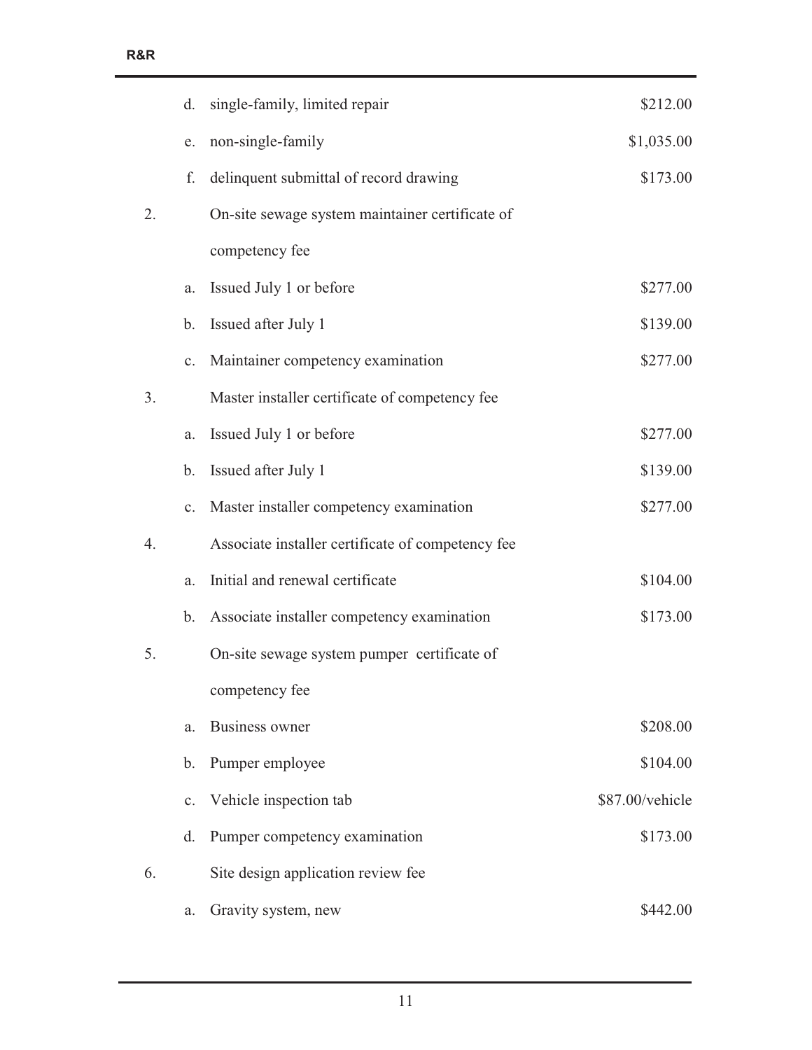| | | | |
|---|---|---|---|
| | d. | single-family, limited repair | $212.00 |
| | e. | non-single-family | $1,035.00 |
| | f. | delinquent submittal of record drawing | $173.00 |
| 2. | | On-site sewage system maintainer certificate of competency fee | |
| | a. | Issued July 1 or before | $277.00 |
| | b. | Issued after July 1 | $139.00 |
| | c. | Maintainer competency examination | $277.00 |
| 3. | | Master installer certificate of competency fee | |
| | a. | Issued July 1 or before | $277.00 |
| | b. | Issued after July 1 | $139.00 |
| | c. | Master installer competency examination | $277.00 |
| 4. | | Associate installer certificate of competency fee | |
| | a. | Initial and renewal certificate | $104.00 |
| | b. | Associate installer competency examination | $173.00 |
| 5. | | On-site sewage system pumper certificate of competency fee | |
| | a. | Business owner | $208.00 |
| | b. | Pumper employee | $104.00 |
| | c. | Vehicle inspection tab | $87.00/vehicle |
| | d. | Pumper competency examination | $173.00 |
| 6. | | Site design application review fee | |
| | a. | Gravity system, new | $442.00 |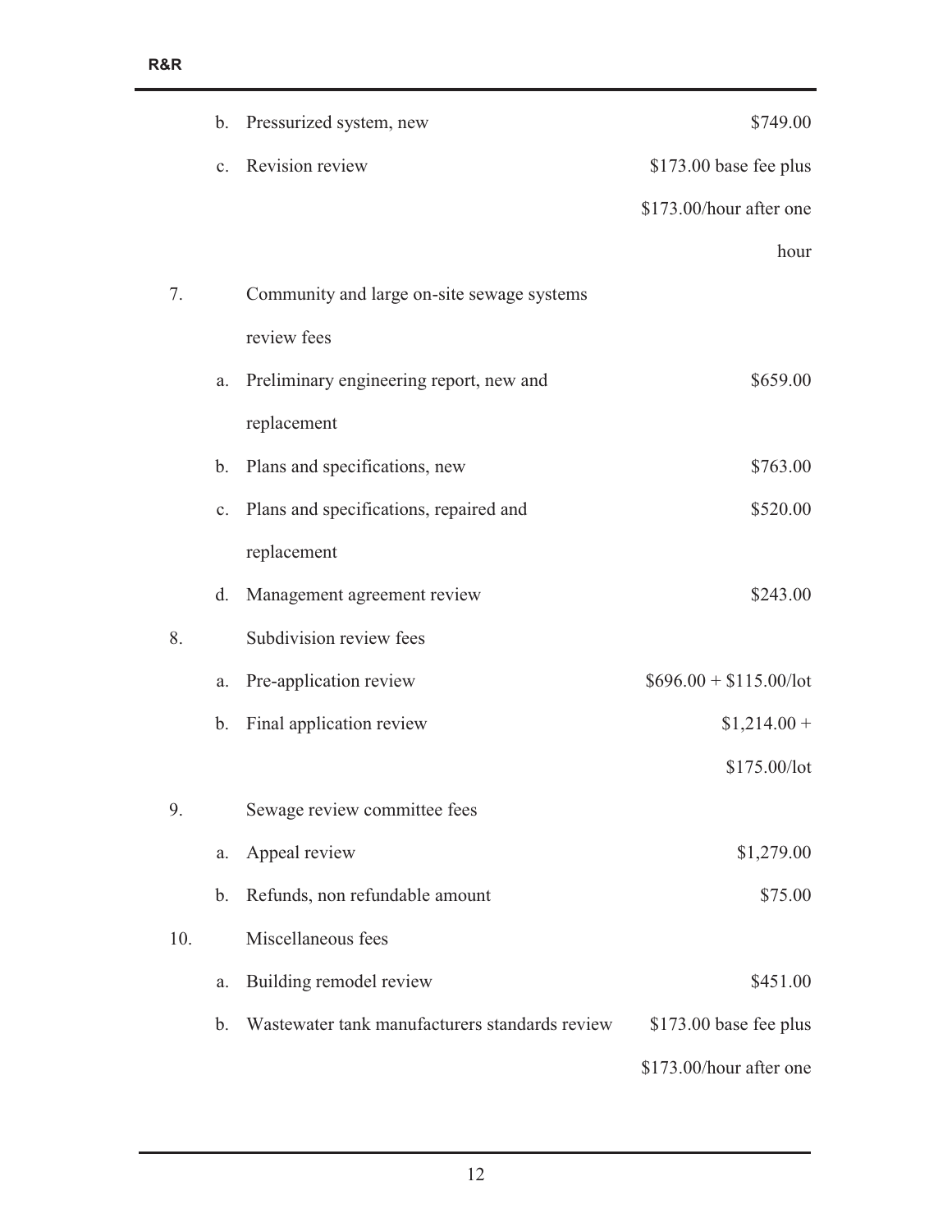| | | | |
|---|---|---|---|
| | b. | Pressurized system, new | $749.00 |
| | c. | Revision review | $173.00 base fee plus $173.00/hour after one hour |
| 7. | | Community and large on-site sewage systems review fees | |
| | a. | Preliminary engineering report, new and replacement | $659.00 |
| | b. | Plans and specifications, new | $763.00 |
| | c. | Plans and specifications, repaired and replacement | $520.00 |
| | d. | Management agreement review | $243.00 |
| 8. | | Subdivision review fees | |
| | a. | Pre-application review | $696.00 + $115.00/lot |
| | b. | Final application review | $1,214.00 + $175.00/lot |
| 9. | | Sewage review committee fees | |
| | a. | Appeal review | $1,279.00 |
| | b. | Refunds, non refundable amount | $75.00 |
| 10. | | Miscellaneous fees | |
| | a. | Building remodel review | $451.00 |
| | b. | Wastewater tank manufacturers standards review | $173.00 base fee plus $173.00/hour after one |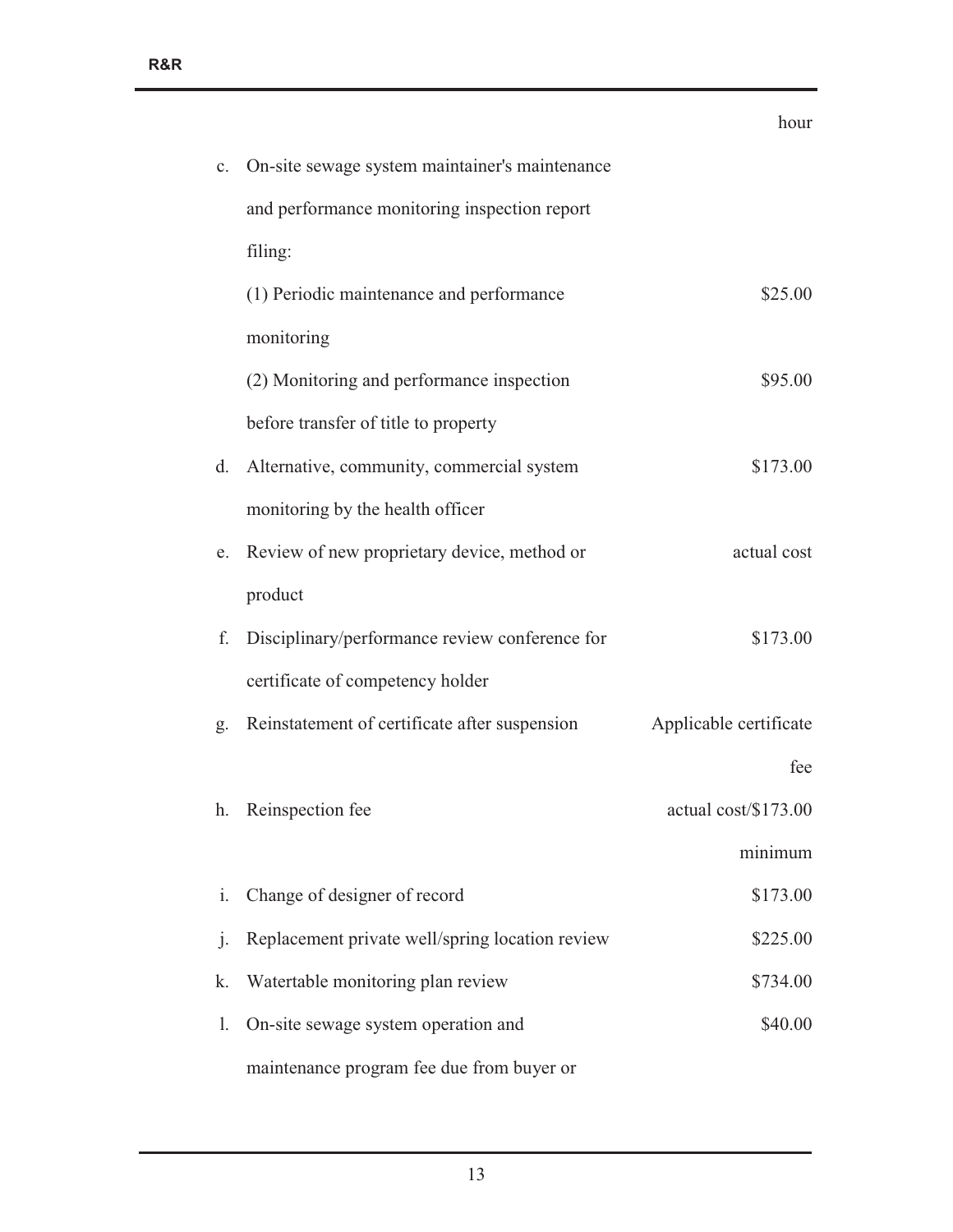| | | |
|---|---|---|
| | | hour |
| c. | On-site sewage system maintainer's maintenance and performance monitoring inspection report filing: | |
| | (1) Periodic maintenance and performance monitoring | $25.00 |
| | (2) Monitoring and performance inspection before transfer of title to property | $95.00 |
| d. | Alternative, community, commercial system monitoring by the health officer | $173.00 |
| e. | Review of new proprietary device, method or product | actual cost |
| f. | Disciplinary/performance review conference for certificate of competency holder | $173.00 |
| g. | Reinstatement of certificate after suspension | Applicable certificate fee |
| h. | Reinspection fee | actual cost/$173.00 minimum |
| i. | Change of designer of record | $173.00 |
| j. | Replacement private well/spring location review | $225.00 |
| k. | Watertable monitoring plan review | $734.00 |
| l. | On-site sewage system operation and maintenance program fee due from buyer or | $40.00 |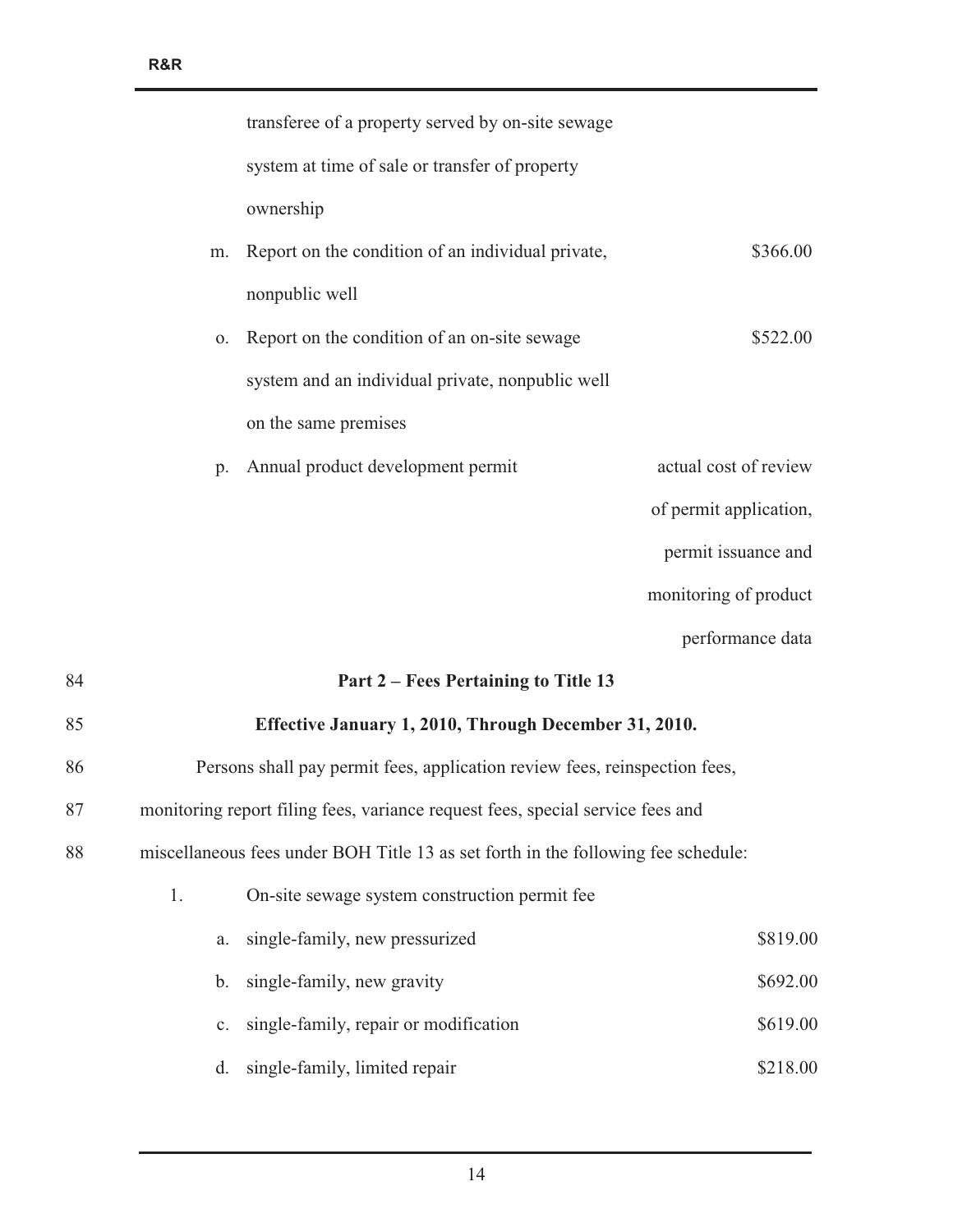transferee of a property served by on-site sewage system at time of sale or transfer of property ownership

| | | |
|---|---|---|
| m. | Report on the condition of an individual private, nonpublic well | \$366.00 |
| o. | Report on the condition of an on-site sewage system and an individual private, nonpublic well on the same premises | \$522.00 |
| p. | Annual product development permit | actual cost of review of permit application, permit issuance and monitoring of product performance data |

84 **Part 2 – Fees Pertaining to Title 13**

85 **Effective January 1, 2010, Through December 31, 2010.**

86 Persons shall pay permit fees, application review fees, reinspection fees,
87 monitoring report filing fees, variance request fees, special service fees and
88 miscellaneous fees under BOH Title 13 as set forth in the following fee schedule:

1. On-site sewage system construction permit fee

| | | |
|---|---|---|
| a. | single-family, new pressurized | \$819.00 |
| b. | single-family, new gravity | \$692.00 |
| c. | single-family, repair or modification | \$619.00 |
| d. | single-family, limited repair | \$218.00 |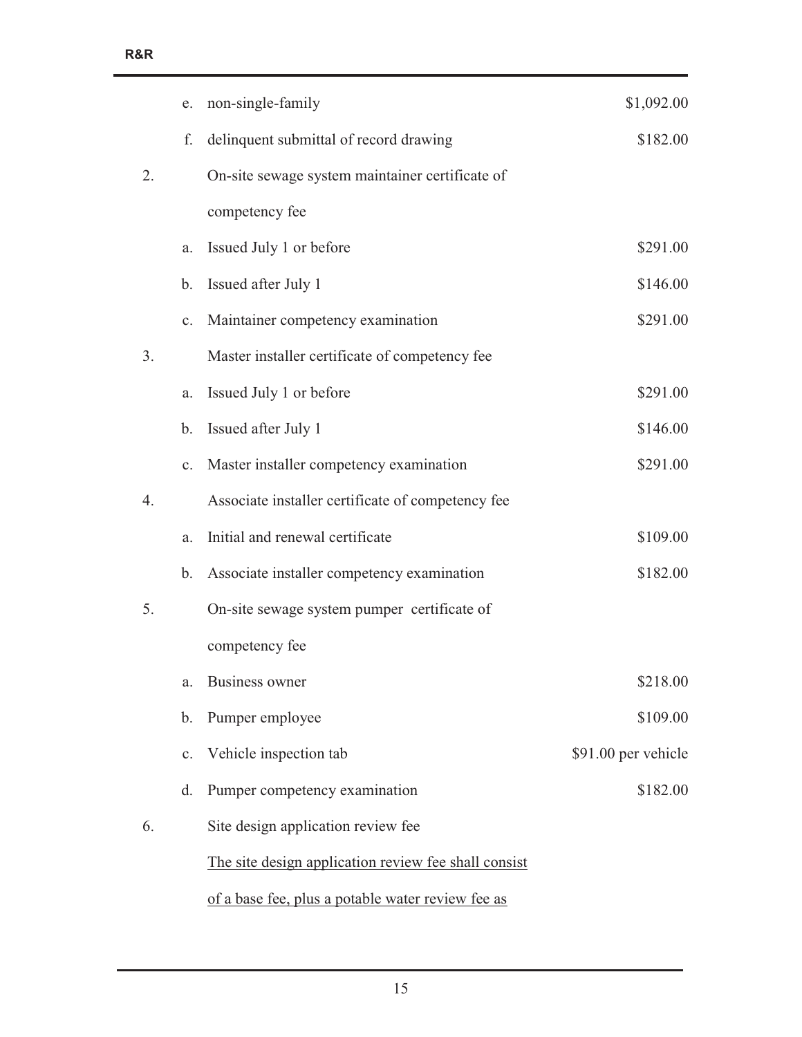| | | | |
|---|---|---|---|
| | e. | non-single-family | $1,092.00 |
| | f. | delinquent submittal of record drawing | $182.00 |
| 2. | | On-site sewage system maintainer certificate of competency fee | |
| | a. | Issued July 1 or before | $291.00 |
| | b. | Issued after July 1 | $146.00 |
| | c. | Maintainer competency examination | $291.00 |
| 3. | | Master installer certificate of competency fee | |
| | a. | Issued July 1 or before | $291.00 |
| | b. | Issued after July 1 | $146.00 |
| | c. | Master installer competency examination | $291.00 |
| 4. | | Associate installer certificate of competency fee | |
| | a. | Initial and renewal certificate | $109.00 |
| | b. | Associate installer competency examination | $182.00 |
| 5. | | On-site sewage system pumper certificate of competency fee | |
| | a. | Business owner | $218.00 |
| | b. | Pumper employee | $109.00 |
| | c. | Vehicle inspection tab | $91.00 per vehicle |
| | d. | Pumper competency examination | $182.00 |
| 6. | | Site design application review fee | |
| | | <u>The site design application review fee shall consist of a base fee, plus a potable water review fee as</u> | |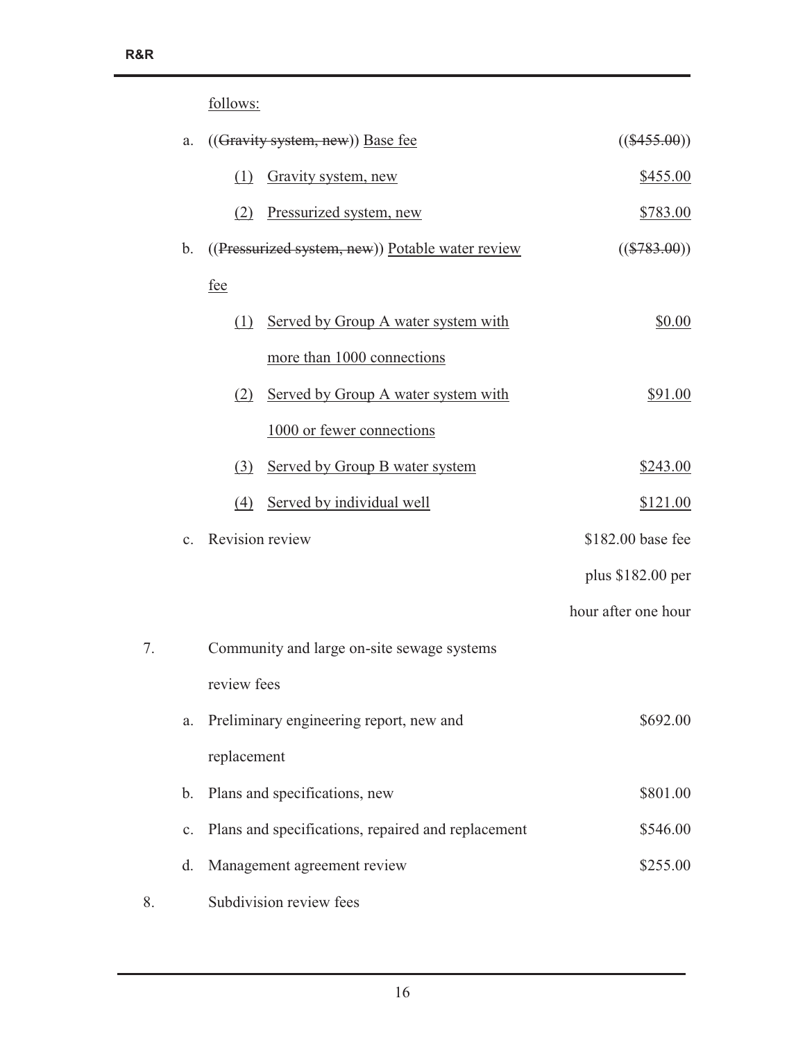follows:

| | | |
|---|---|---|
| a. | ((~~Gravity system, new~~)) Base fee | ((~~$455.00~~)) |
| | (1) Gravity system, new | $455.00 |
| | (2) Pressurized system, new | $783.00 |
| b. | ((~~Pressurized system, new~~)) Potable water review fee | ((~~$783.00~~)) |
| | (1) Served by Group A water system with more than 1000 connections | $0.00 |
| | (2) Served by Group A water system with 1000 or fewer connections | $91.00 |
| | (3) Served by Group B water system | $243.00 |
| | (4) Served by individual well | $121.00 |
| c. | Revision review | $182.00 base fee plus $182.00 per hour after one hour |

7. Community and large on-site sewage systems review fees

| | | |
|---|---|---|
| a. | Preliminary engineering report, new and replacement | $692.00 |
| b. | Plans and specifications, new | $801.00 |
| c. | Plans and specifications, repaired and replacement | $546.00 |
| d. | Management agreement review | $255.00 |

8. Subdivision review fees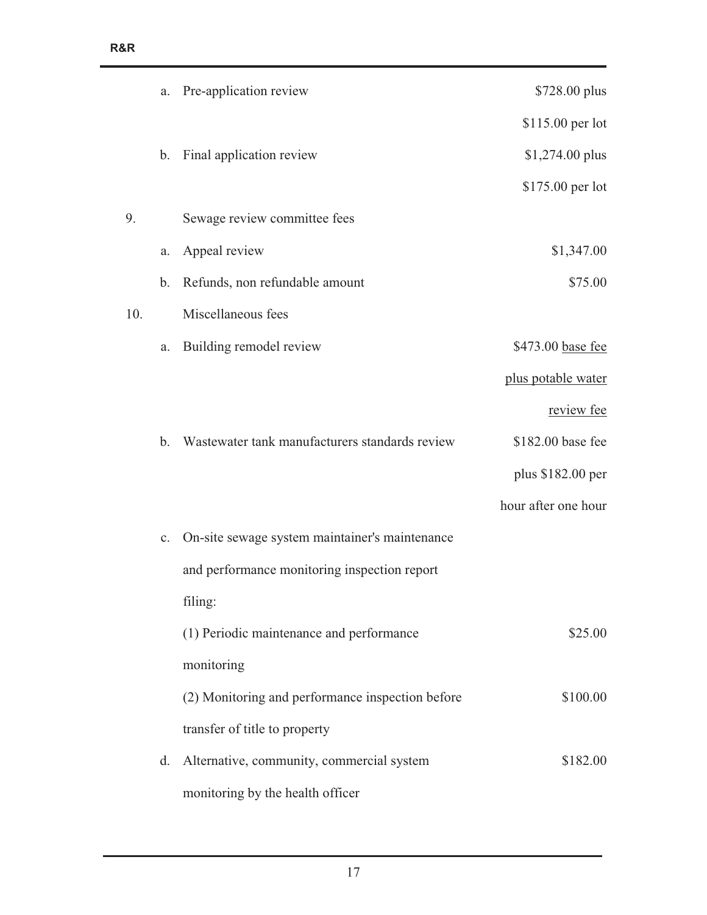a. Pre-application review — $728.00 plus $115.00 per lot

b. Final application review — $1,274.00 plus $175.00 per lot

9. Sewage review committee fees

a. Appeal review — $1,347.00

b. Refunds, non refundable amount — $75.00

10. Miscellaneous fees

a. Building remodel review — $473.00 <u>base fee plus potable water review fee</u>

b. Wastewater tank manufacturers standards review — $182.00 base fee plus $182.00 per hour after one hour

c. On-site sewage system maintainer's maintenance and performance monitoring inspection report filing:

(1) Periodic maintenance and performance monitoring — $25.00

(2) Monitoring and performance inspection before transfer of title to property — $100.00

d. Alternative, community, commercial system monitoring by the health officer — $182.00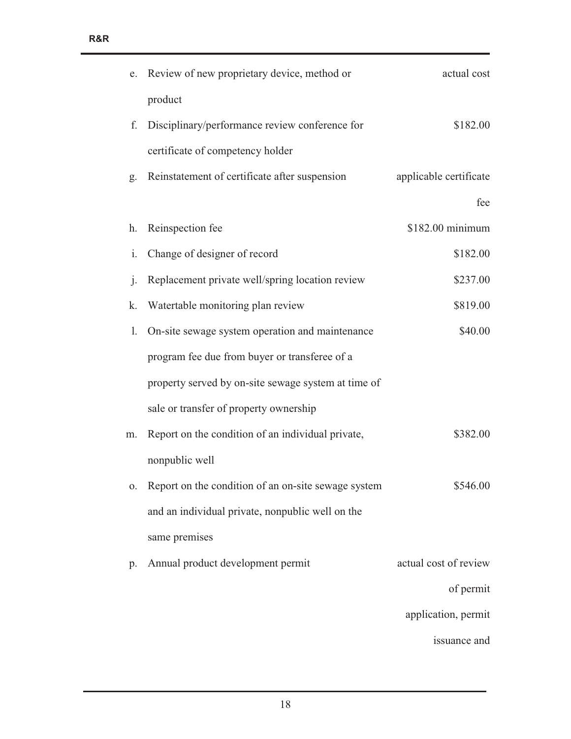| | | |
|---|---|---|
| e. | Review of new proprietary device, method or product | actual cost |
| f. | Disciplinary/performance review conference for certificate of competency holder | $182.00 |
| g. | Reinstatement of certificate after suspension | applicable certificate fee |
| h. | Reinspection fee | $182.00 minimum |
| i. | Change of designer of record | $182.00 |
| j. | Replacement private well/spring location review | $237.00 |
| k. | Watertable monitoring plan review | $819.00 |
| l. | On-site sewage system operation and maintenance program fee due from buyer or transferee of a property served by on-site sewage system at time of sale or transfer of property ownership | $40.00 |
| m. | Report on the condition of an individual private, nonpublic well | $382.00 |
| o. | Report on the condition of an on-site sewage system and an individual private, nonpublic well on the same premises | $546.00 |
| p. | Annual product development permit | actual cost of review of permit application, permit issuance and |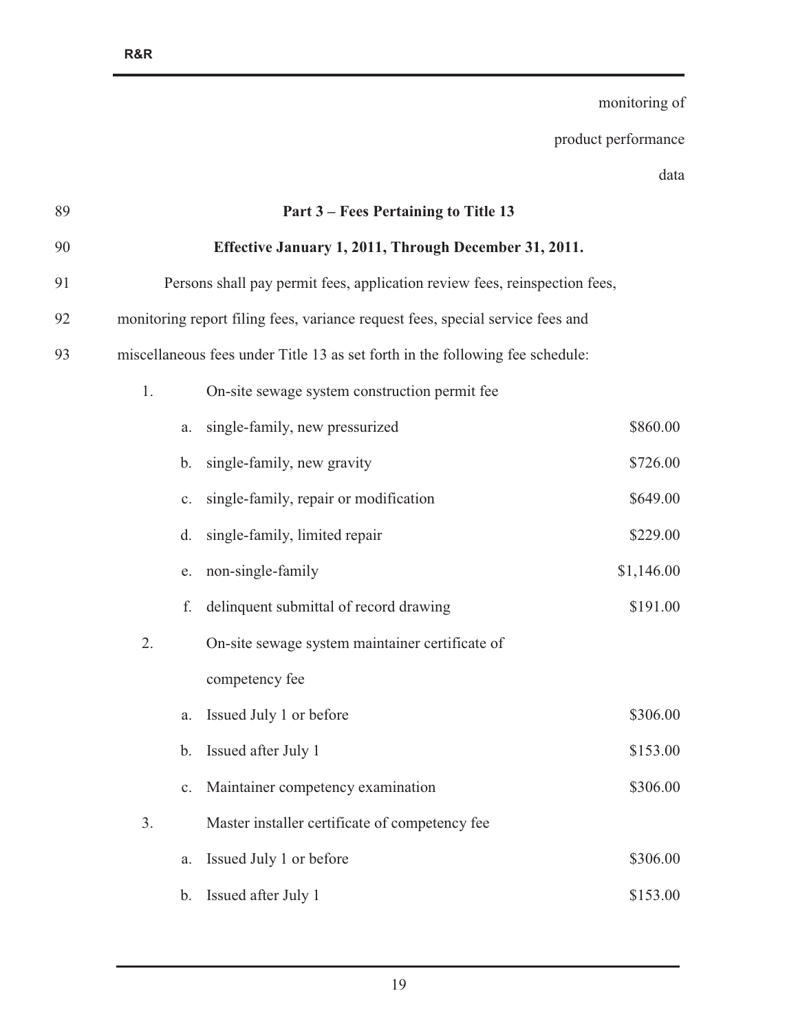monitoring of product performance data

89 **Part 3 – Fees Pertaining to Title 13**

90 **Effective January 1, 2011, Through December 31, 2011.**

91 Persons shall pay permit fees, application review fees, reinspection fees,

92 monitoring report filing fees, variance request fees, special service fees and

93 miscellaneous fees under Title 13 as set forth in the following fee schedule:

1. On-site sewage system construction permit fee

| | | |
|---|---|---|
| a. | single-family, new pressurized | $860.00 |
| b. | single-family, new gravity | $726.00 |
| c. | single-family, repair or modification | $649.00 |
| d. | single-family, limited repair | $229.00 |
| e. | non-single-family | $1,146.00 |
| f. | delinquent submittal of record drawing | $191.00 |

2. On-site sewage system maintainer certificate of competency fee

| | | |
|---|---|---|
| a. | Issued July 1 or before | $306.00 |
| b. | Issued after July 1 | $153.00 |
| c. | Maintainer competency examination | $306.00 |

3. Master installer certificate of competency fee

| | | |
|---|---|---|
| a. | Issued July 1 or before | $306.00 |
| b. | Issued after July 1 | $153.00 |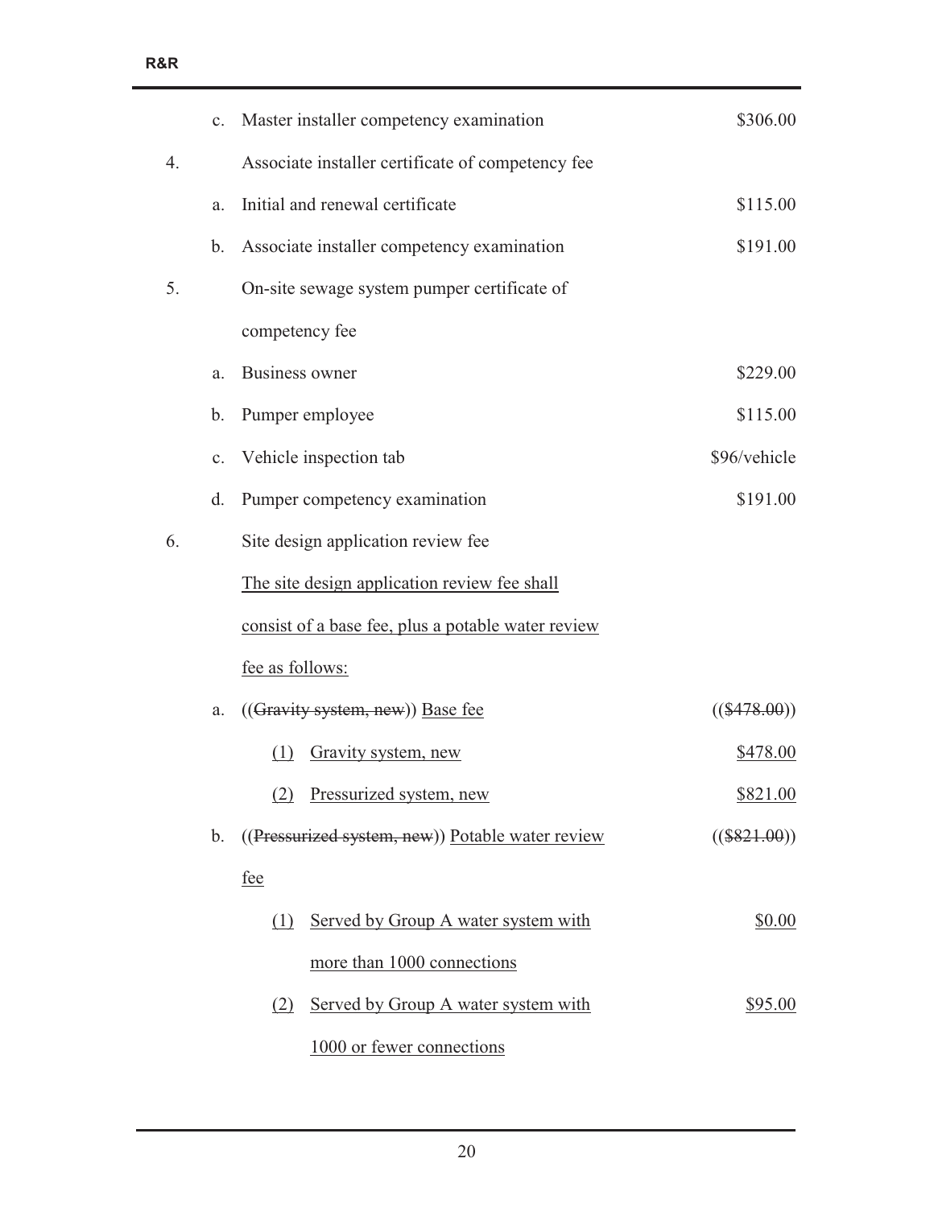| | | | |
|---|---|---|---|
| | c. | Master installer competency examination | $306.00 |
| 4. | | Associate installer certificate of competency fee | |
| | a. | Initial and renewal certificate | $115.00 |
| | b. | Associate installer competency examination | $191.00 |
| 5. | | On-site sewage system pumper certificate of competency fee | |
| | a. | Business owner | $229.00 |
| | b. | Pumper employee | $115.00 |
| | c. | Vehicle inspection tab | $96/vehicle |
| | d. | Pumper competency examination | $191.00 |
| 6. | | Site design application review fee<br><u>The site design application review fee shall consist of a base fee, plus a potable water review fee as follows:</u> | |
| | a. | ((~~Gravity system, new~~)) <u>Base fee</u> | ((~~$478.00~~)) |
| | | <u>(1) Gravity system, new</u> | <u>$478.00</u> |
| | | <u>(2) Pressurized system, new</u> | <u>$821.00</u> |
| | b. | ((~~Pressurized system, new~~)) <u>Potable water review fee</u> | ((~~$821.00~~)) |
| | | <u>(1) Served by Group A water system with more than 1000 connections</u> | <u>$0.00</u> |
| | | <u>(2) Served by Group A water system with 1000 or fewer connections</u> | <u>$95.00</u> |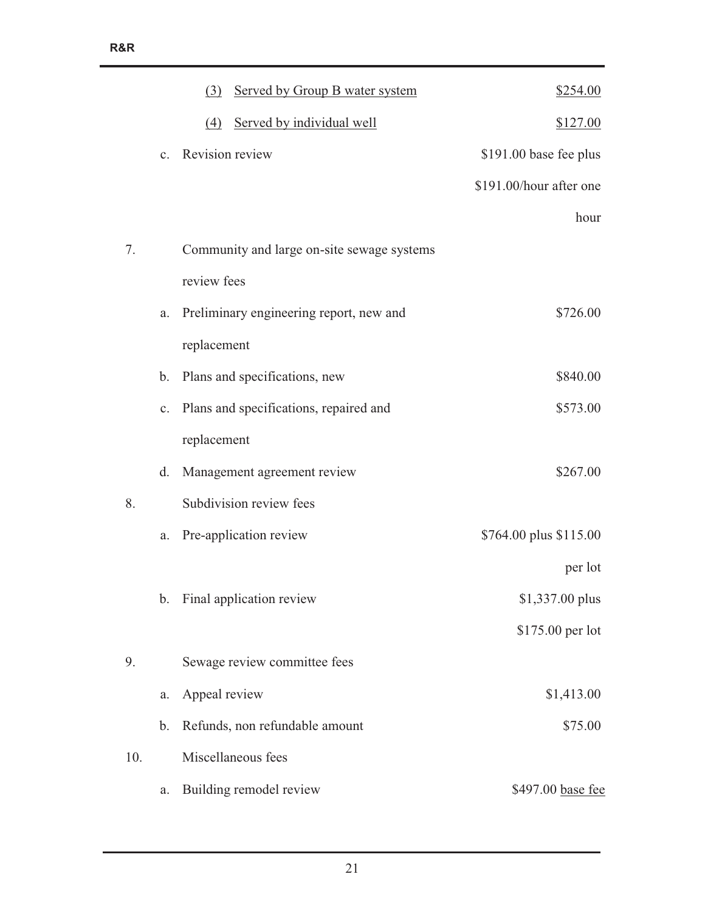| | | | |
|---|---|---|---|
| | | (3) Served by Group B water system | $254.00 |
| | | (4) Served by individual well | $127.00 |
| | c. | Revision review | $191.00 base fee plus $191.00/hour after one hour |
| 7. | | Community and large on-site sewage systems review fees | |
| | a. | Preliminary engineering report, new and replacement | $726.00 |
| | b. | Plans and specifications, new | $840.00 |
| | c. | Plans and specifications, repaired and replacement | $573.00 |
| | d. | Management agreement review | $267.00 |
| 8. | | Subdivision review fees | |
| | a. | Pre-application review | $764.00 plus $115.00 per lot |
| | b. | Final application review | $1,337.00 plus $175.00 per lot |
| 9. | | Sewage review committee fees | |
| | a. | Appeal review | $1,413.00 |
| | b. | Refunds, non refundable amount | $75.00 |
| 10. | | Miscellaneous fees | |
| | a. | Building remodel review | $497.00 base fee |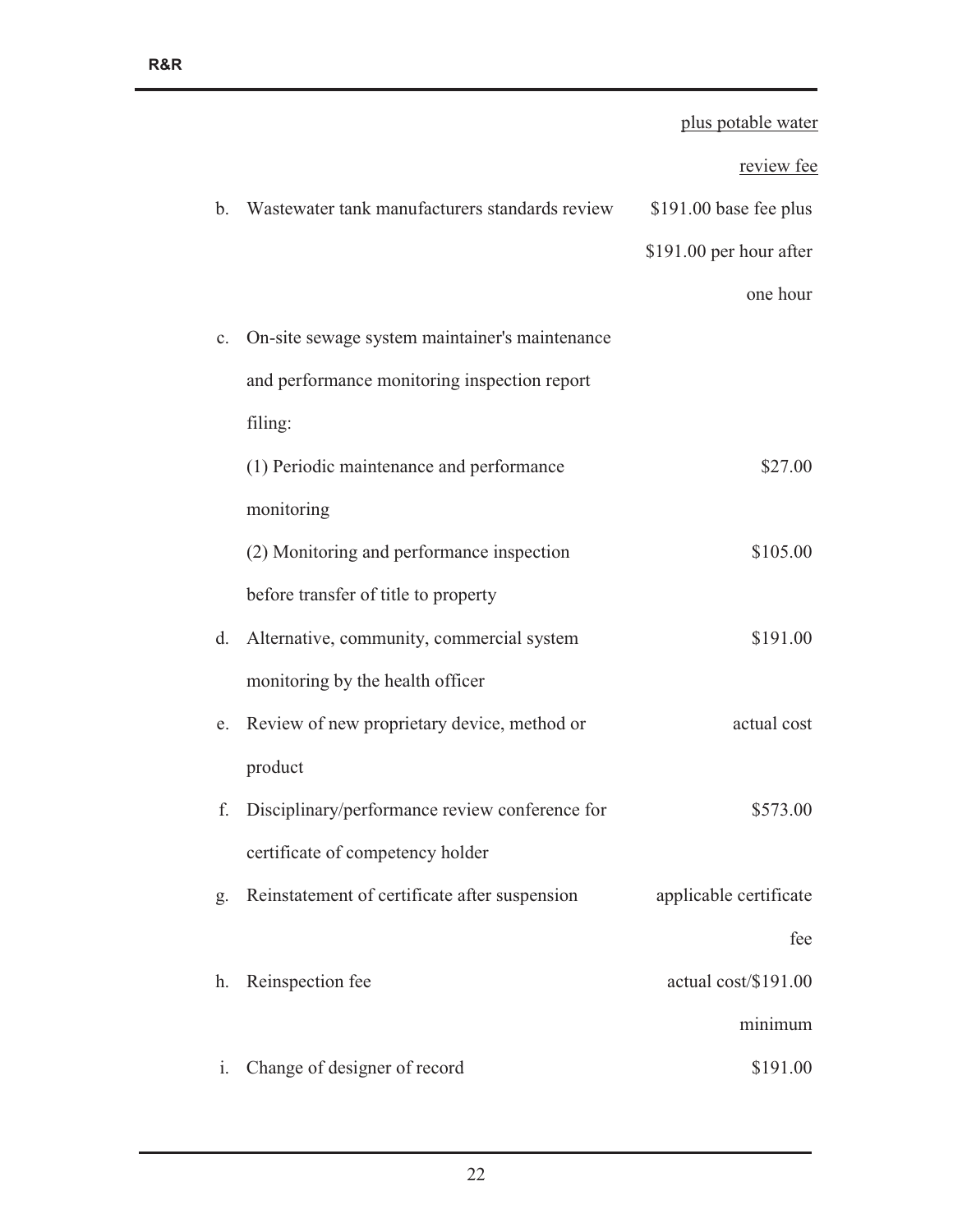| | | |
|---|---|---|
| | | plus potable water review fee |
| b. | Wastewater tank manufacturers standards review | \$191.00 base fee plus \$191.00 per hour after one hour |
| c. | On-site sewage system maintainer's maintenance and performance monitoring inspection report filing: | |
| | (1) Periodic maintenance and performance monitoring | \$27.00 |
| | (2) Monitoring and performance inspection before transfer of title to property | \$105.00 |
| d. | Alternative, community, commercial system monitoring by the health officer | \$191.00 |
| e. | Review of new proprietary device, method or product | actual cost |
| f. | Disciplinary/performance review conference for certificate of competency holder | \$573.00 |
| g. | Reinstatement of certificate after suspension | applicable certificate fee |
| h. | Reinspection fee | actual cost/\$191.00 minimum |
| i. | Change of designer of record | \$191.00 |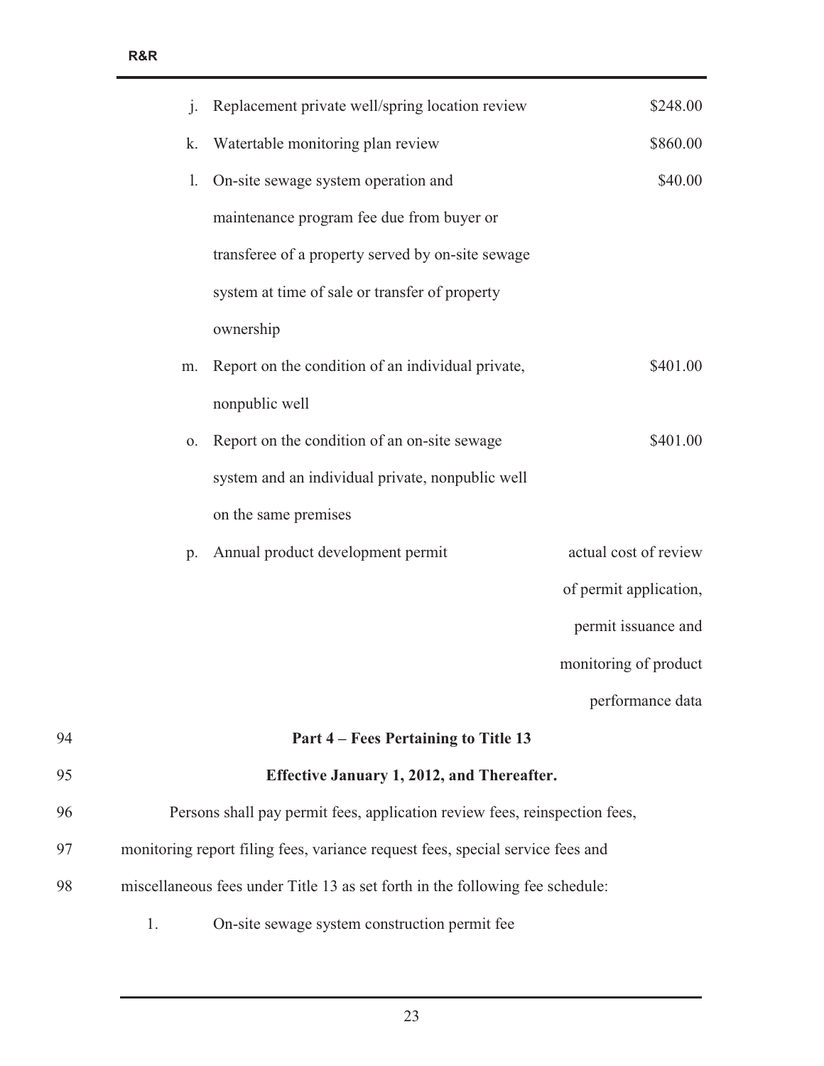| | | |
|---|---|---|
| j. | Replacement private well/spring location review | $248.00 |
| k. | Watertable monitoring plan review | $860.00 |
| l. | On-site sewage system operation and maintenance program fee due from buyer or transferee of a property served by on-site sewage system at time of sale or transfer of property ownership | $40.00 |
| m. | Report on the condition of an individual private, nonpublic well | $401.00 |
| o. | Report on the condition of an on-site sewage system and an individual private, nonpublic well on the same premises | $401.00 |
| p. | Annual product development permit | actual cost of review of permit application, permit issuance and monitoring of product performance data |

**Part 4 – Fees Pertaining to Title 13**

**Effective January 1, 2012, and Thereafter.**

Persons shall pay permit fees, application review fees, reinspection fees, monitoring report filing fees, variance request fees, special service fees and miscellaneous fees under Title 13 as set forth in the following fee schedule:

1. On-site sewage system construction permit fee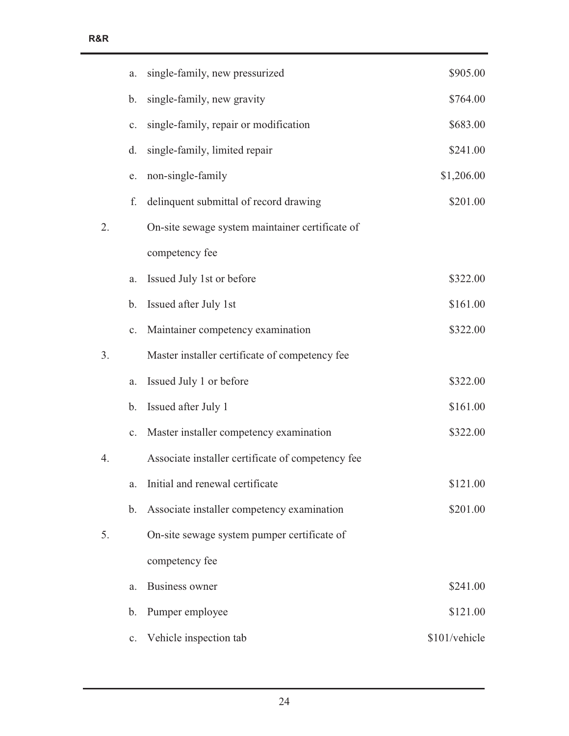| | | | |
|---|---|---|---|
| | a. | single-family, new pressurized | \$905.00 |
| | b. | single-family, new gravity | \$764.00 |
| | c. | single-family, repair or modification | \$683.00 |
| | d. | single-family, limited repair | \$241.00 |
| | e. | non-single-family | \$1,206.00 |
| | f. | delinquent submittal of record drawing | \$201.00 |
| 2. | | On-site sewage system maintainer certificate of competency fee | |
| | a. | Issued July 1st or before | \$322.00 |
| | b. | Issued after July 1st | \$161.00 |
| | c. | Maintainer competency examination | \$322.00 |
| 3. | | Master installer certificate of competency fee | |
| | a. | Issued July 1 or before | \$322.00 |
| | b. | Issued after July 1 | \$161.00 |
| | c. | Master installer competency examination | \$322.00 |
| 4. | | Associate installer certificate of competency fee | |
| | a. | Initial and renewal certificate | \$121.00 |
| | b. | Associate installer competency examination | \$201.00 |
| 5. | | On-site sewage system pumper certificate of competency fee | |
| | a. | Business owner | \$241.00 |
| | b. | Pumper employee | \$121.00 |
| | c. | Vehicle inspection tab | \$101/vehicle |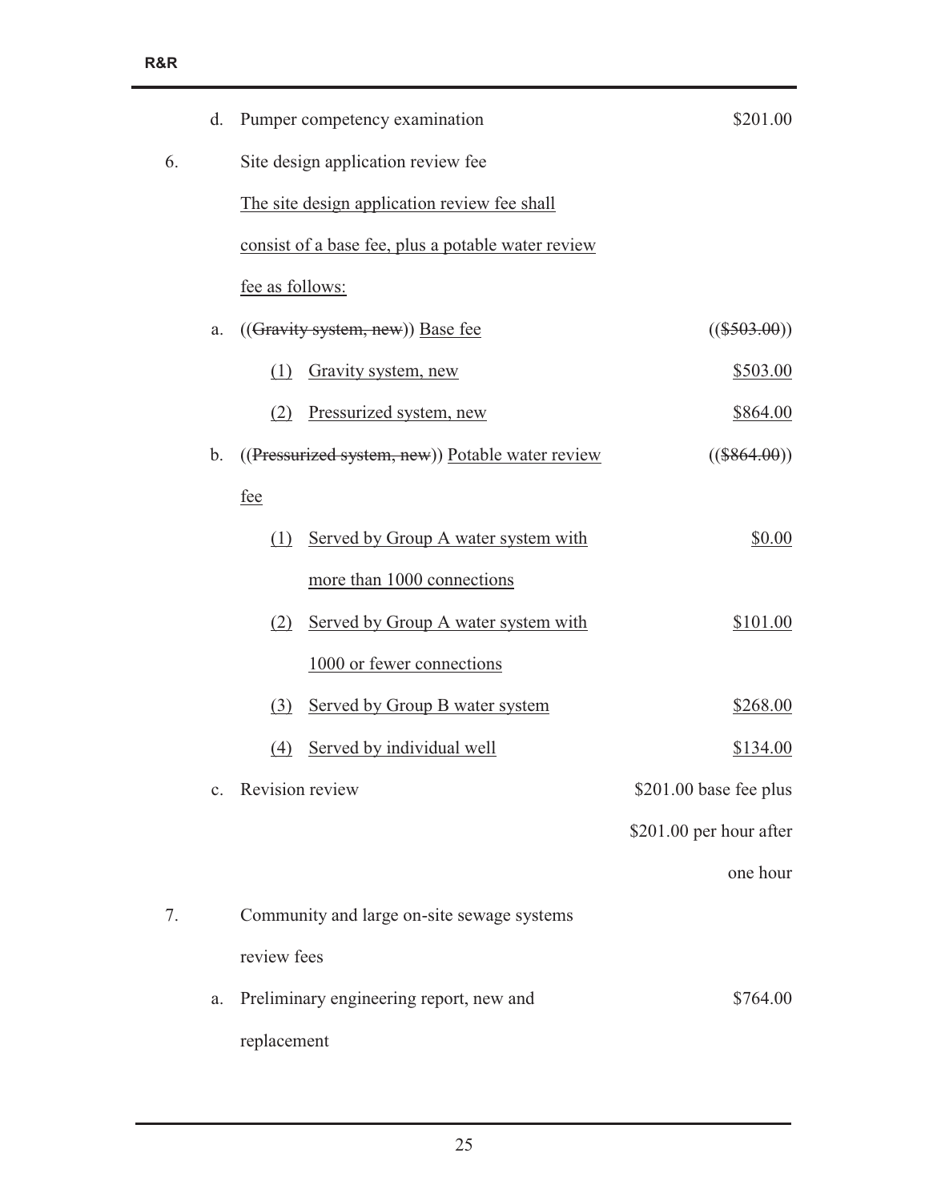| | | | |
|---|---|---|---|
| | d. | Pumper competency examination | $201.00 |
| 6. | | Site design application review fee | |
| | | <u>The site design application review fee shall consist of a base fee, plus a potable water review fee as follows:</u> | |
| | a. | ((~~Gravity system, new~~)) <u>Base fee</u> | ((~~$503.00~~)) |
| | | <u>(1) Gravity system, new</u> | <u>$503.00</u> |
| | | <u>(2) Pressurized system, new</u> | <u>$864.00</u> |
| | b. | ((~~Pressurized system, new~~)) <u>Potable water review fee</u> | ((~~$864.00~~)) |
| | | <u>(1) Served by Group A water system with more than 1000 connections</u> | <u>$0.00</u> |
| | | <u>(2) Served by Group A water system with 1000 or fewer connections</u> | <u>$101.00</u> |
| | | <u>(3) Served by Group B water system</u> | <u>$268.00</u> |
| | | <u>(4) Served by individual well</u> | <u>$134.00</u> |
| | c. | Revision review | $201.00 base fee plus $201.00 per hour after one hour |
| 7. | | Community and large on-site sewage systems review fees | |
| | a. | Preliminary engineering report, new and replacement | $764.00 |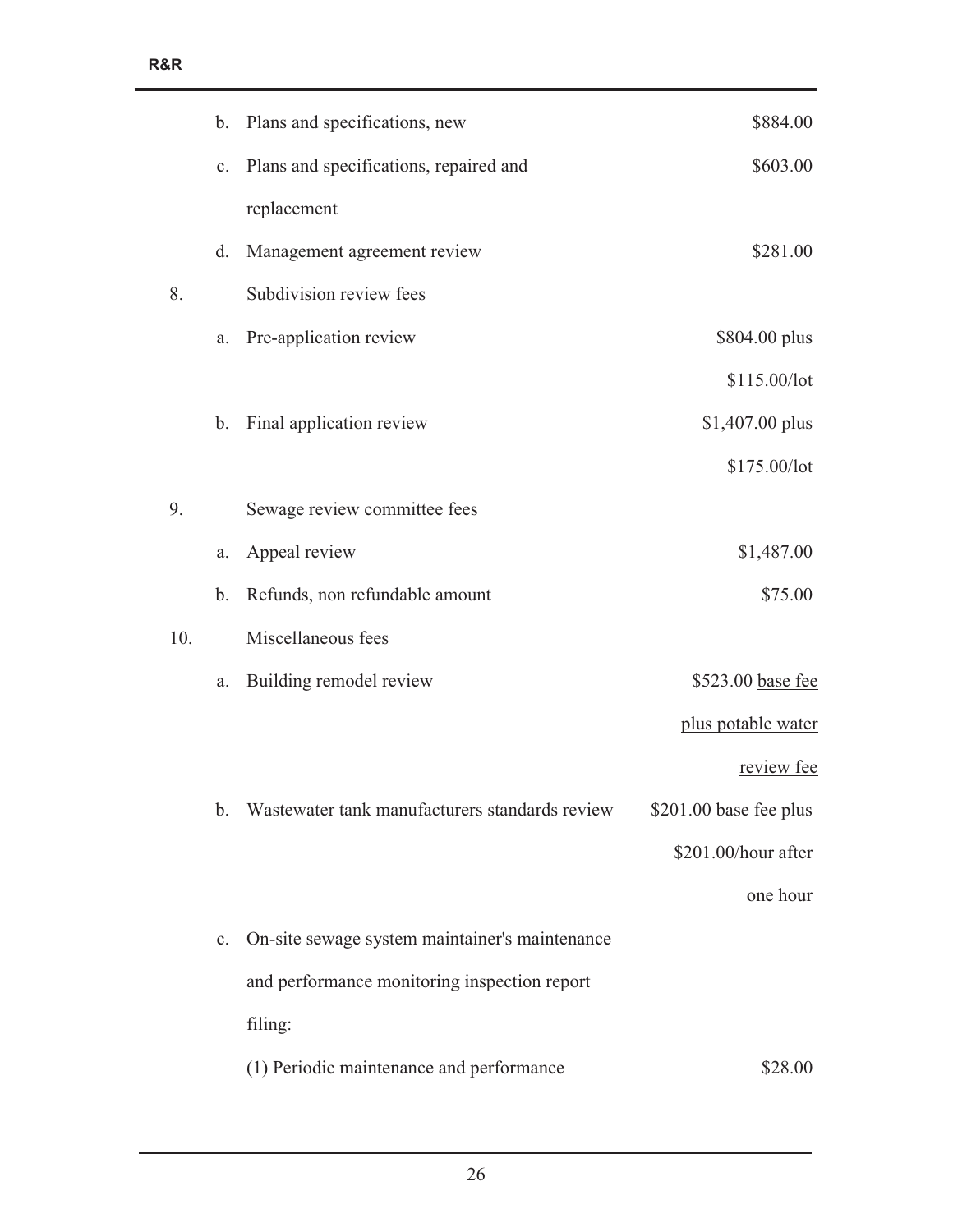| | | | |
|---|---|---|---|
| | b. | Plans and specifications, new | \$884.00 |
| | c. | Plans and specifications, repaired and replacement | \$603.00 |
| | d. | Management agreement review | \$281.00 |
| 8. | | Subdivision review fees | |
| | a. | Pre-application review | \$804.00 plus \$115.00/lot |
| | b. | Final application review | \$1,407.00 plus \$175.00/lot |
| 9. | | Sewage review committee fees | |
| | a. | Appeal review | \$1,487.00 |
| | b. | Refunds, non refundable amount | \$75.00 |
| 10. | | Miscellaneous fees | |
| | a. | Building remodel review | \$523.00 <u>base fee plus potable water review fee</u> |
| | b. | Wastewater tank manufacturers standards review | \$201.00 base fee plus \$201.00/hour after one hour |
| | c. | On-site sewage system maintainer's maintenance and performance monitoring inspection report filing: | |
| | | (1) Periodic maintenance and performance | \$28.00 |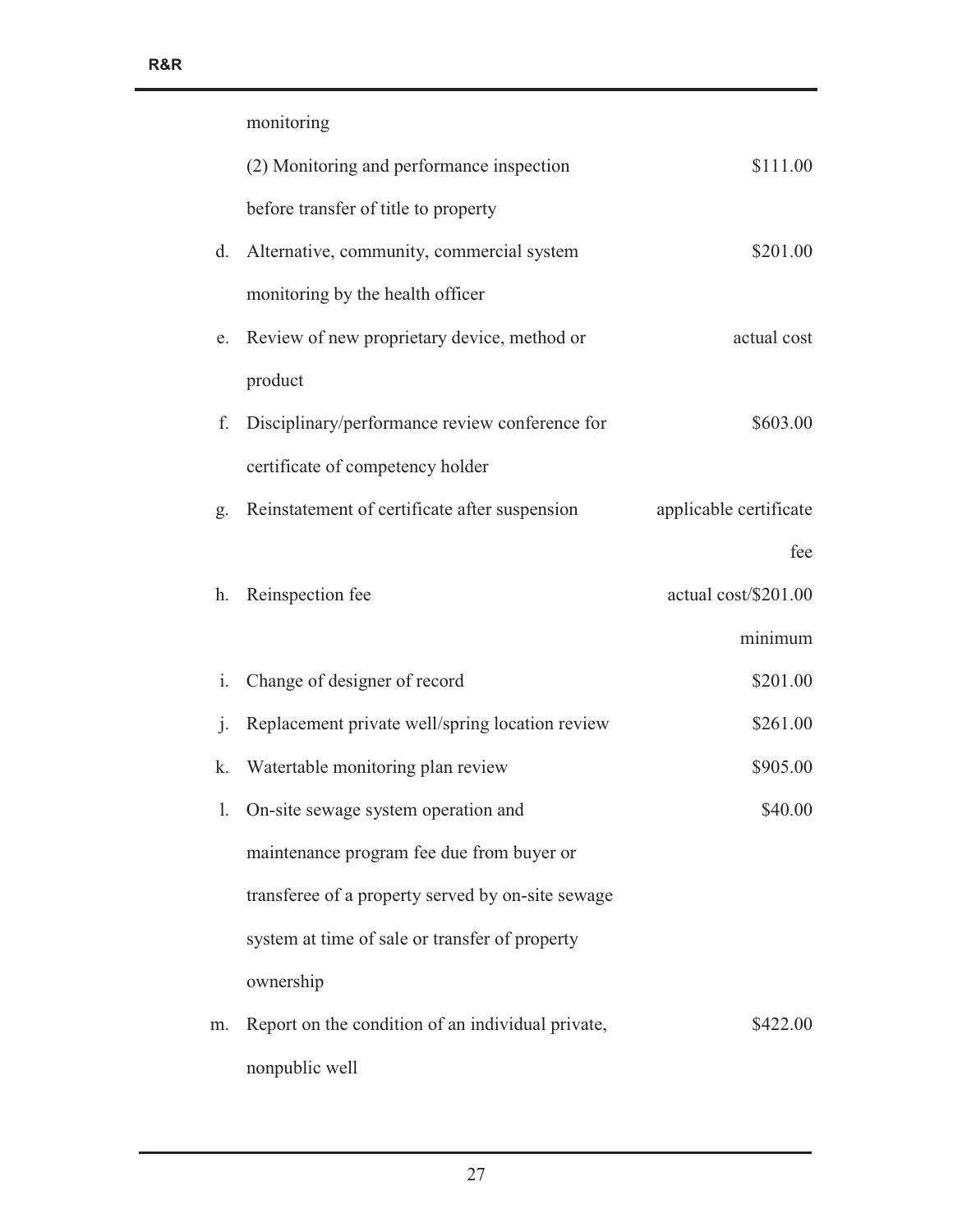| | | |
|---|---|---|
| | monitoring | |
| | (2) Monitoring and performance inspection before transfer of title to property | $111.00 |
| d. | Alternative, community, commercial system monitoring by the health officer | $201.00 |
| e. | Review of new proprietary device, method or product | actual cost |
| f. | Disciplinary/performance review conference for certificate of competency holder | $603.00 |
| g. | Reinstatement of certificate after suspension | applicable certificate fee |
| h. | Reinspection fee | actual cost/$201.00 minimum |
| i. | Change of designer of record | $201.00 |
| j. | Replacement private well/spring location review | $261.00 |
| k. | Watertable monitoring plan review | $905.00 |
| l. | On-site sewage system operation and maintenance program fee due from buyer or transferee of a property served by on-site sewage system at time of sale or transfer of property ownership | $40.00 |
| m. | Report on the condition of an individual private, nonpublic well | $422.00 |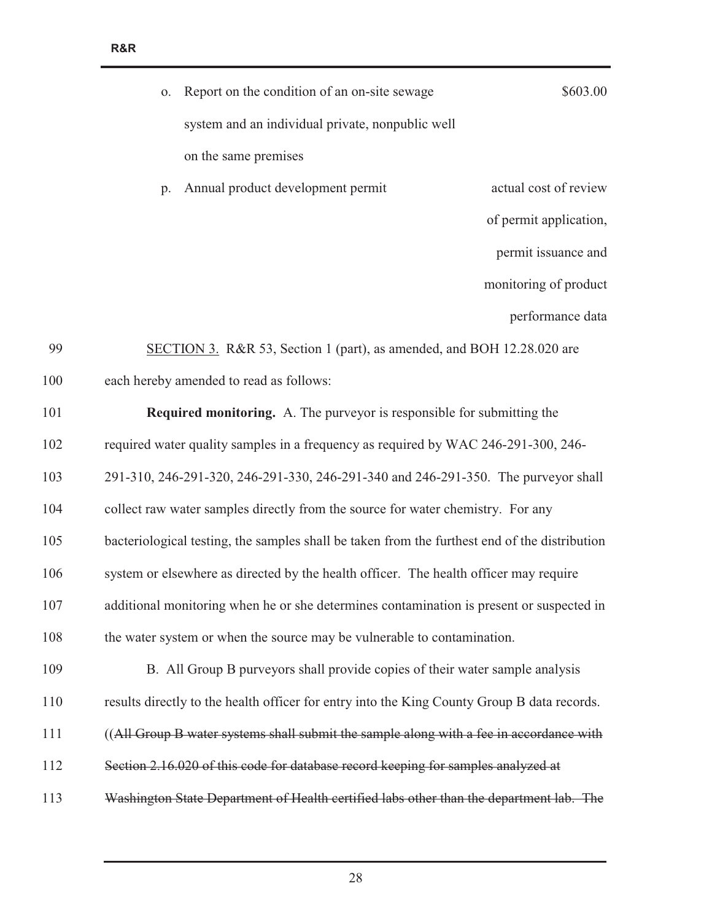o. Report on the condition of an on-site sewage system and an individual private, nonpublic well on the same premises — $603.00

p. Annual product development permit — actual cost of review of permit application, permit issuance and monitoring of product performance data

99 SECTION 3. R&R 53, Section 1 (part), as amended, and BOH 12.28.020 are
100 each hereby amended to read as follows:

101 **Required monitoring.** A. The purveyor is responsible for submitting the
102 required water quality samples in a frequency as required by WAC 246-291-300, 246-
103 291-310, 246-291-320, 246-291-330, 246-291-340 and 246-291-350. The purveyor shall
104 collect raw water samples directly from the source for water chemistry. For any
105 bacteriological testing, the samples shall be taken from the furthest end of the distribution
106 system or elsewhere as directed by the health officer. The health officer may require
107 additional monitoring when he or she determines contamination is present or suspected in
108 the water system or when the source may be vulnerable to contamination.

109 B. All Group B purveyors shall provide copies of their water sample analysis
110 results directly to the health officer for entry into the King County Group B data records.
111 ((~~All Group B water systems shall submit the sample along with a fee in accordance with~~
112 ~~Section 2.16.020 of this code for database record keeping for samples analyzed at~~
113 ~~Washington State Department of Health certified labs other than the department lab. The~~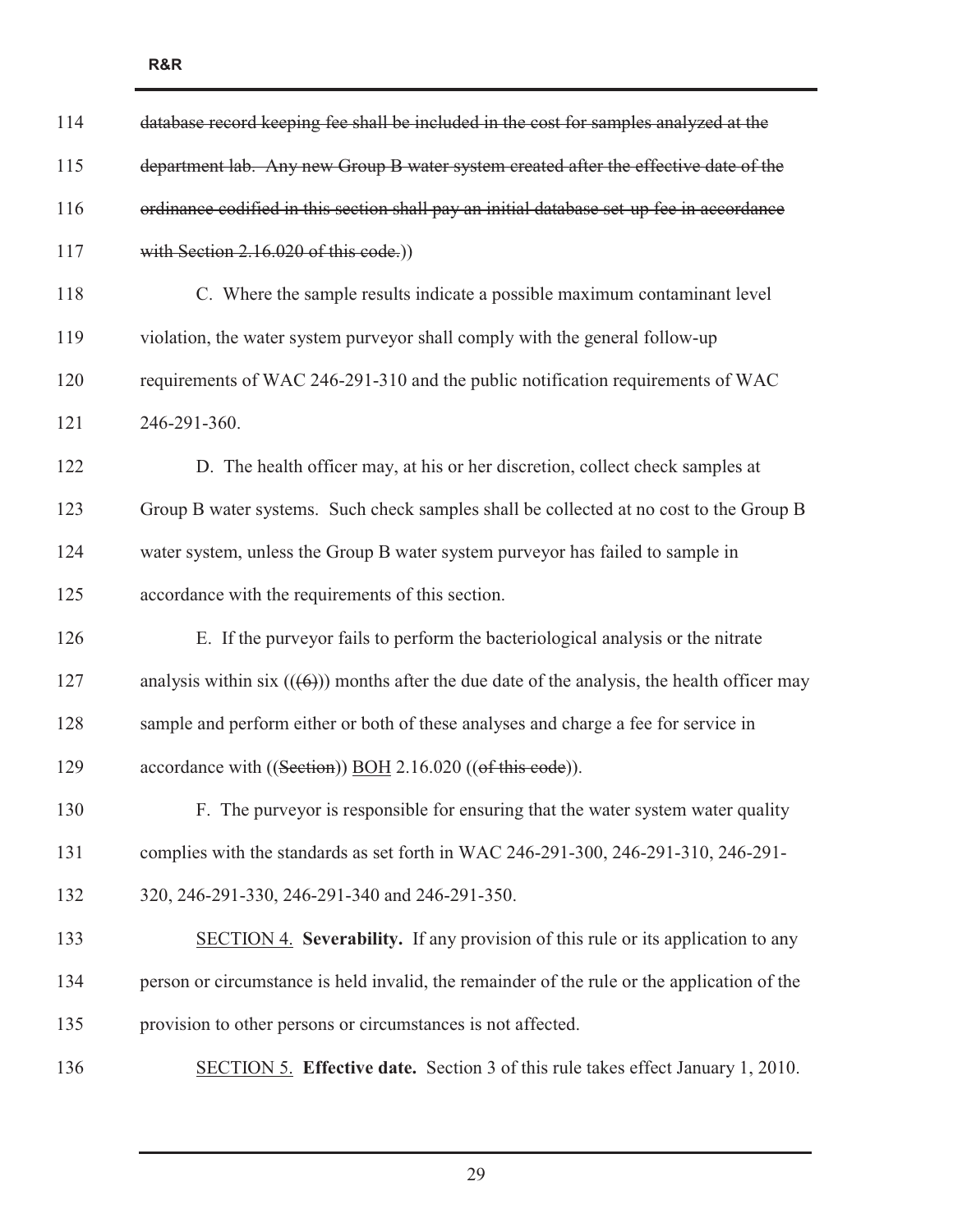~~database record keeping fee shall be included in the cost for samples analyzed at the department lab. Any new Group B water system created after the effective date of the ordinance codified in this section shall pay an initial database set-up fee in accordance with Section 2.16.020 of this code.~~))

C. Where the sample results indicate a possible maximum contaminant level violation, the water system purveyor shall comply with the general follow-up requirements of WAC 246-291-310 and the public notification requirements of WAC 246-291-360.

D. The health officer may, at his or her discretion, collect check samples at Group B water systems. Such check samples shall be collected at no cost to the Group B water system, unless the Group B water system purveyor has failed to sample in accordance with the requirements of this section.

E. If the purveyor fails to perform the bacteriological analysis or the nitrate analysis within six ((~~(6)~~)) months after the due date of the analysis, the health officer may sample and perform either or both of these analyses and charge a fee for service in accordance with ((~~Section~~)) <u>BOH</u> 2.16.020 ((~~of this code~~)).

F. The purveyor is responsible for ensuring that the water system water quality complies with the standards as set forth in WAC 246-291-300, 246-291-310, 246-291-320, 246-291-330, 246-291-340 and 246-291-350.

<u>SECTION 4.</u> **Severability.** If any provision of this rule or its application to any person or circumstance is held invalid, the remainder of the rule or the application of the provision to other persons or circumstances is not affected.

<u>SECTION 5.</u> **Effective date.** Section 3 of this rule takes effect January 1, 2010.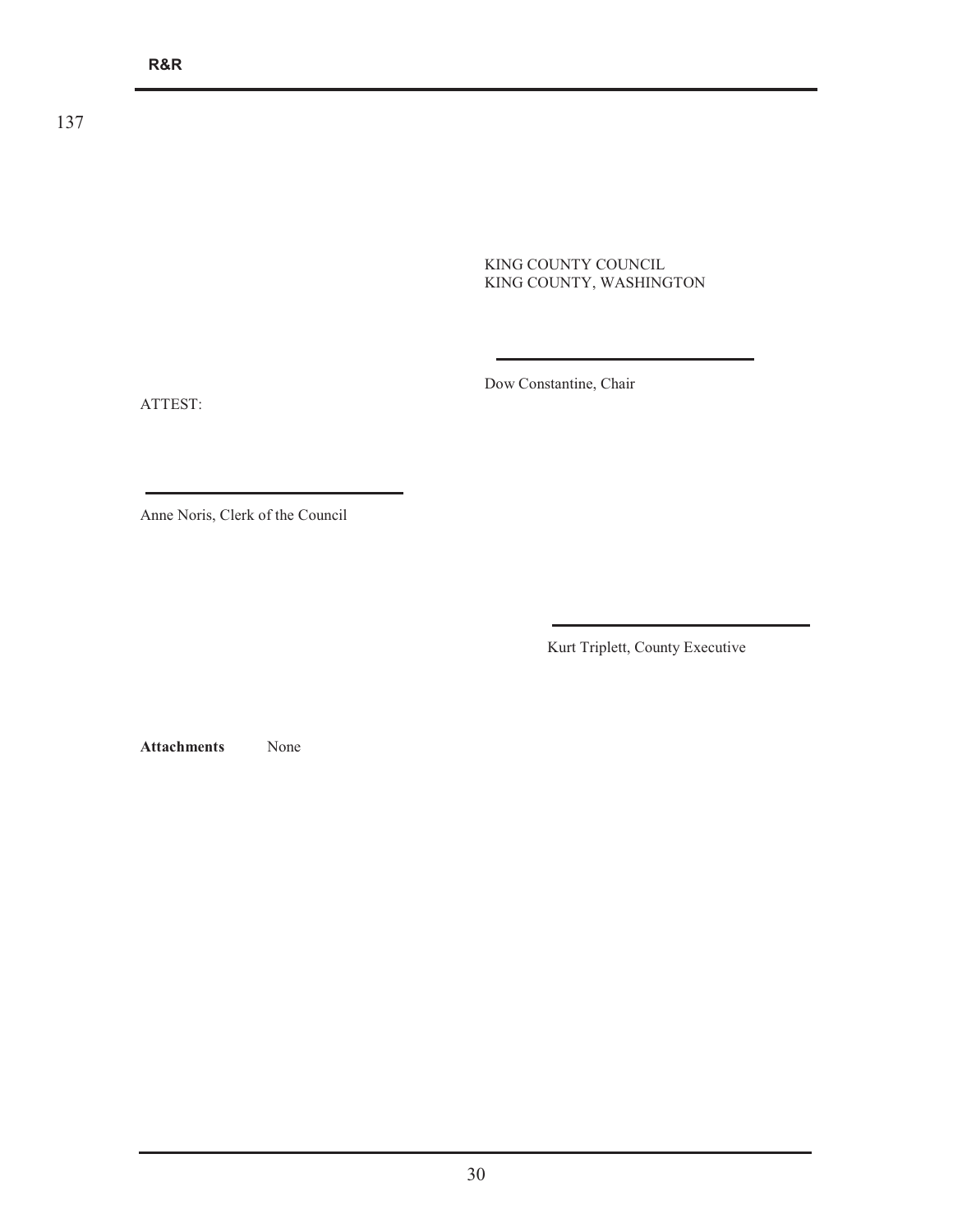137

KING COUNTY COUNCIL
KING COUNTY, WASHINGTON

______________________________

Dow Constantine, Chair

ATTEST:

______________________________

Anne Noris, Clerk of the Council

______________________________

Kurt Triplett, County Executive

**Attachments** None